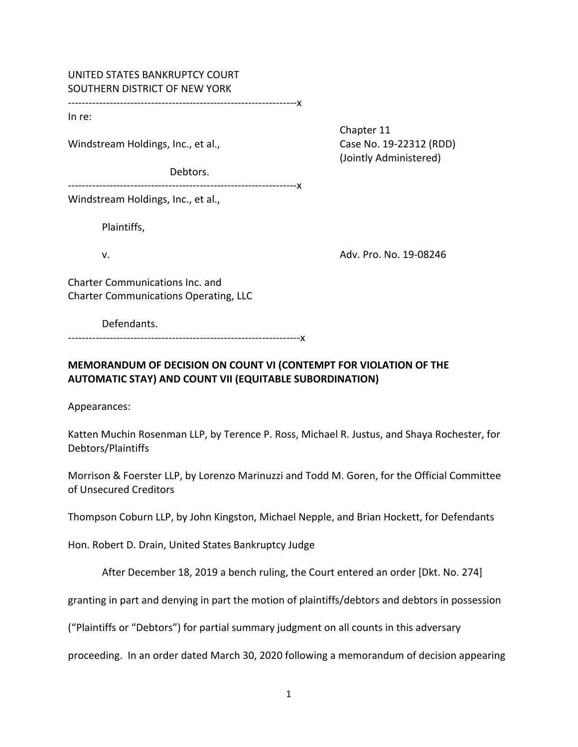UNITED STATES BANKRUPTCY COURT
SOUTHERN DISTRICT OF NEW YORK

------------------------------------------------------------------x

In re:

Windstream Holdings, Inc., et al.,

Debtors.

Chapter 11
Case No. 19-22312 (RDD)
(Jointly Administered)

------------------------------------------------------------------x

Windstream Holdings, Inc., et al.,

Plaintiffs,

v.

Adv. Pro. No. 19-08246

Charter Communications Inc. and
Charter Communications Operating, LLC

Defendants.

------------------------------------------------------------------x

**MEMORANDUM OF DECISION ON COUNT VI (CONTEMPT FOR VIOLATION OF THE AUTOMATIC STAY) AND COUNT VII (EQUITABLE SUBORDINATION)**

Appearances:

Katten Muchin Rosenman LLP, by Terence P. Ross, Michael R. Justus, and Shaya Rochester, for Debtors/Plaintiffs

Morrison & Foerster LLP, by Lorenzo Marinuzzi and Todd M. Goren, for the Official Committee of Unsecured Creditors

Thompson Coburn LLP, by John Kingston, Michael Nepple, and Brian Hockett, for Defendants

Hon. Robert D. Drain, United States Bankruptcy Judge

After December 18, 2019 a bench ruling, the Court entered an order [Dkt. No. 274] granting in part and denying in part the motion of plaintiffs/debtors and debtors in possession ("Plaintiffs or "Debtors") for partial summary judgment on all counts in this adversary proceeding. In an order dated March 30, 2020 following a memorandum of decision appearing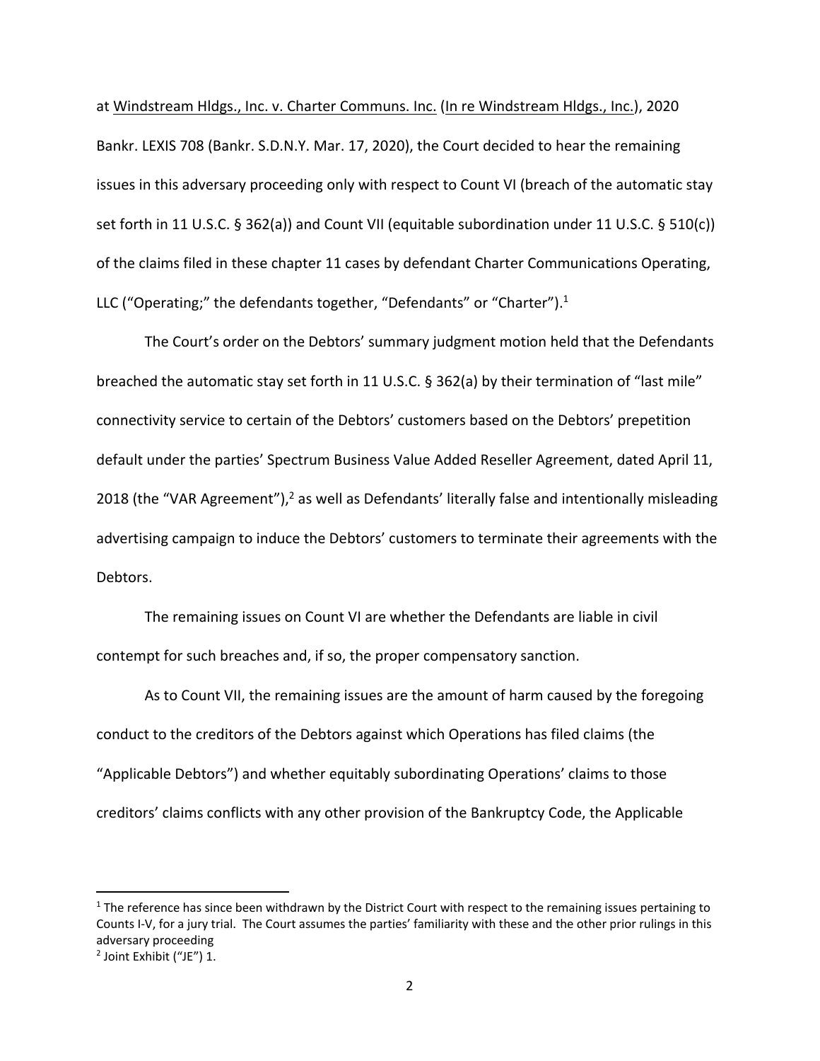at Windstream Hldgs., Inc. v. Charter Communs. Inc. (In re Windstream Hldgs., Inc.), 2020 Bankr. LEXIS 708 (Bankr. S.D.N.Y. Mar. 17, 2020), the Court decided to hear the remaining issues in this adversary proceeding only with respect to Count VI (breach of the automatic stay set forth in 11 U.S.C. § 362(a)) and Count VII (equitable subordination under 11 U.S.C. § 510(c)) of the claims filed in these chapter 11 cases by defendant Charter Communications Operating, LLC ("Operating;" the defendants together, "Defendants" or "Charter").[1]

The Court's order on the Debtors' summary judgment motion held that the Defendants breached the automatic stay set forth in 11 U.S.C. § 362(a) by their termination of "last mile" connectivity service to certain of the Debtors' customers based on the Debtors' prepetition default under the parties' Spectrum Business Value Added Reseller Agreement, dated April 11, 2018 (the "VAR Agreement"),[2] as well as Defendants' literally false and intentionally misleading advertising campaign to induce the Debtors' customers to terminate their agreements with the Debtors.

The remaining issues on Count VI are whether the Defendants are liable in civil contempt for such breaches and, if so, the proper compensatory sanction.

As to Count VII, the remaining issues are the amount of harm caused by the foregoing conduct to the creditors of the Debtors against which Operations has filed claims (the "Applicable Debtors") and whether equitably subordinating Operations' claims to those creditors' claims conflicts with any other provision of the Bankruptcy Code, the Applicable

[1] The reference has since been withdrawn by the District Court with respect to the remaining issues pertaining to Counts I-V, for a jury trial. The Court assumes the parties' familiarity with these and the other prior rulings in this adversary proceeding

[2] Joint Exhibit ("JE") 1.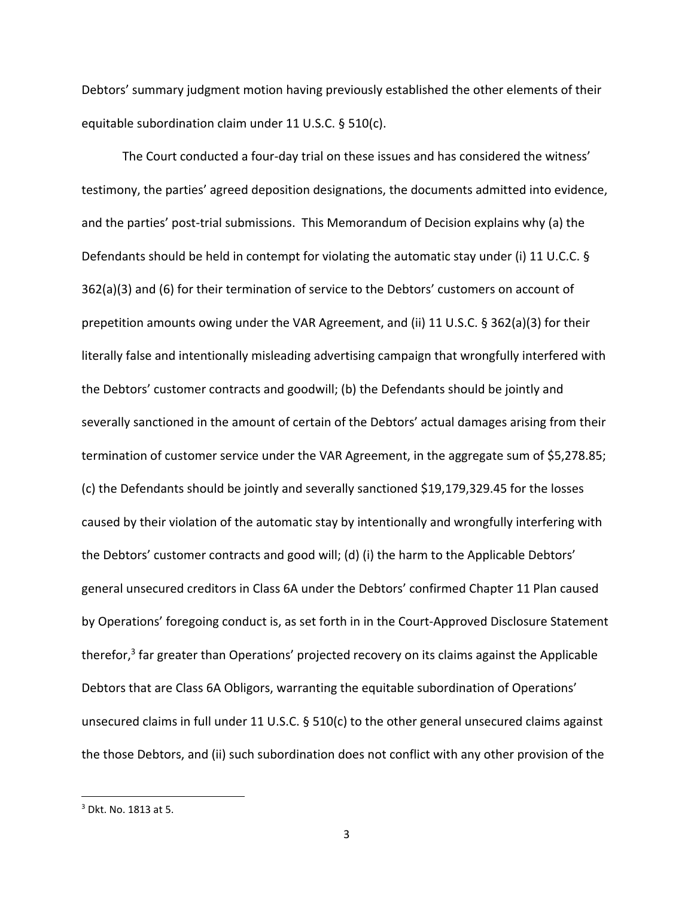Debtors' summary judgment motion having previously established the other elements of their equitable subordination claim under 11 U.S.C. § 510(c).

The Court conducted a four-day trial on these issues and has considered the witness' testimony, the parties' agreed deposition designations, the documents admitted into evidence, and the parties' post-trial submissions. This Memorandum of Decision explains why (a) the Defendants should be held in contempt for violating the automatic stay under (i) 11 U.C.C. § 362(a)(3) and (6) for their termination of service to the Debtors' customers on account of prepetition amounts owing under the VAR Agreement, and (ii) 11 U.S.C. § 362(a)(3) for their literally false and intentionally misleading advertising campaign that wrongfully interfered with the Debtors' customer contracts and goodwill; (b) the Defendants should be jointly and severally sanctioned in the amount of certain of the Debtors' actual damages arising from their termination of customer service under the VAR Agreement, in the aggregate sum of $5,278.85; (c) the Defendants should be jointly and severally sanctioned $19,179,329.45 for the losses caused by their violation of the automatic stay by intentionally and wrongfully interfering with the Debtors' customer contracts and good will; (d) (i) the harm to the Applicable Debtors' general unsecured creditors in Class 6A under the Debtors' confirmed Chapter 11 Plan caused by Operations' foregoing conduct is, as set forth in in the Court-Approved Disclosure Statement therefor,[3] far greater than Operations' projected recovery on its claims against the Applicable Debtors that are Class 6A Obligors, warranting the equitable subordination of Operations' unsecured claims in full under 11 U.S.C. § 510(c) to the other general unsecured claims against the those Debtors, and (ii) such subordination does not conflict with any other provision of the

[3] Dkt. No. 1813 at 5.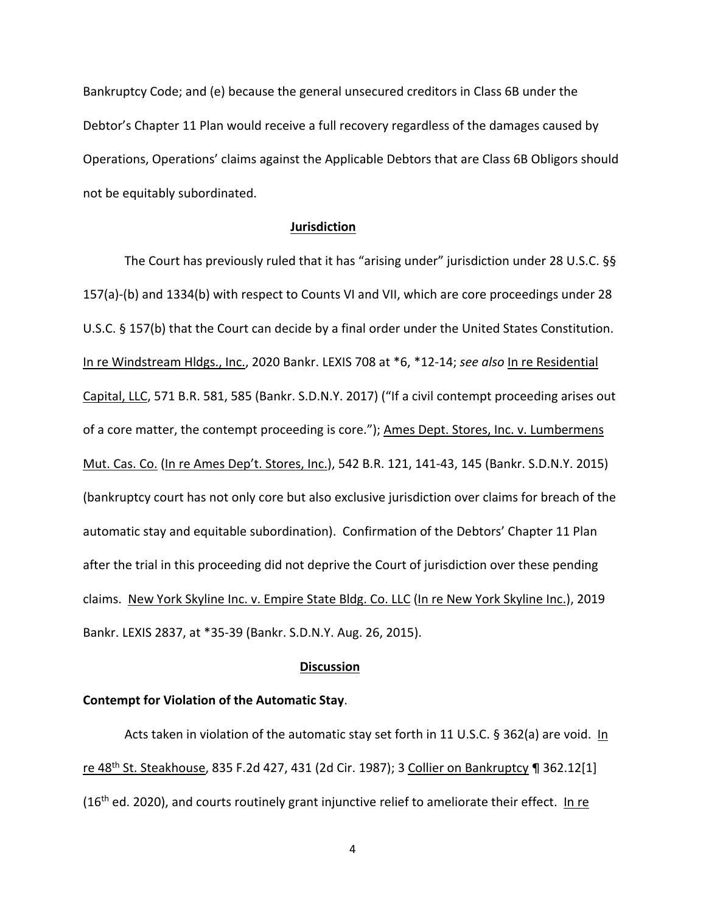Bankruptcy Code; and (e) because the general unsecured creditors in Class 6B under the Debtor's Chapter 11 Plan would receive a full recovery regardless of the damages caused by Operations, Operations' claims against the Applicable Debtors that are Class 6B Obligors should not be equitably subordinated.

**Jurisdiction**

The Court has previously ruled that it has "arising under" jurisdiction under 28 U.S.C. §§ 157(a)-(b) and 1334(b) with respect to Counts VI and VII, which are core proceedings under 28 U.S.C. § 157(b) that the Court can decide by a final order under the United States Constitution. In re Windstream Hldgs., Inc., 2020 Bankr. LEXIS 708 at *6, *12-14; *see also* In re Residential Capital, LLC, 571 B.R. 581, 585 (Bankr. S.D.N.Y. 2017) ("If a civil contempt proceeding arises out of a core matter, the contempt proceeding is core."); Ames Dept. Stores, Inc. v. Lumbermens Mut. Cas. Co. (In re Ames Dep't. Stores, Inc.), 542 B.R. 121, 141-43, 145 (Bankr. S.D.N.Y. 2015) (bankruptcy court has not only core but also exclusive jurisdiction over claims for breach of the automatic stay and equitable subordination). Confirmation of the Debtors' Chapter 11 Plan after the trial in this proceeding did not deprive the Court of jurisdiction over these pending claims. New York Skyline Inc. v. Empire State Bldg. Co. LLC (In re New York Skyline Inc.), 2019 Bankr. LEXIS 2837, at *35-39 (Bankr. S.D.N.Y. Aug. 26, 2015).

**Discussion**

**Contempt for Violation of the Automatic Stay**.

Acts taken in violation of the automatic stay set forth in 11 U.S.C. § 362(a) are void. In re 48th St. Steakhouse, 835 F.2d 427, 431 (2d Cir. 1987); 3 Collier on Bankruptcy ¶ 362.12[1] (16th ed. 2020), and courts routinely grant injunctive relief to ameliorate their effect. In re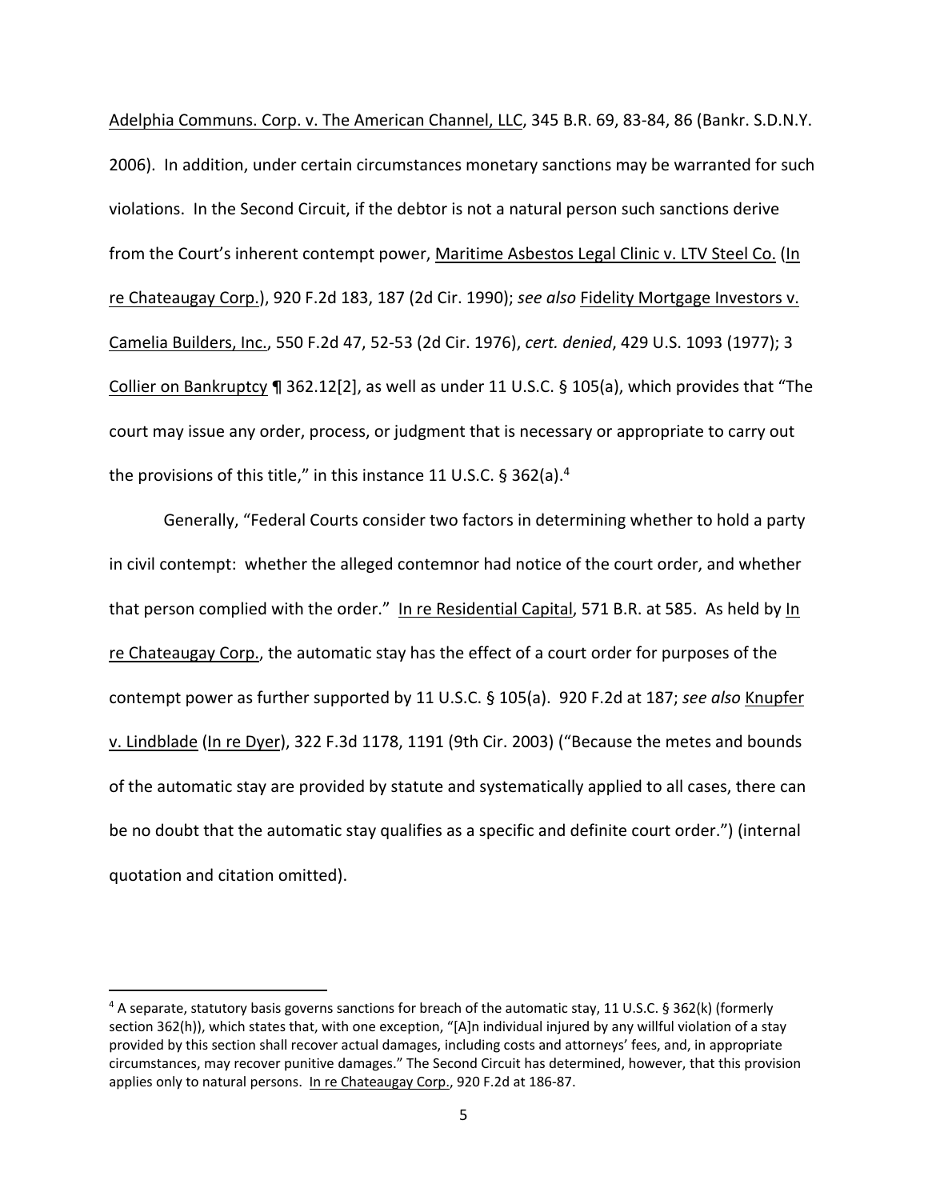Adelphia Communs. Corp. v. The American Channel, LLC, 345 B.R. 69, 83-84, 86 (Bankr. S.D.N.Y. 2006). In addition, under certain circumstances monetary sanctions may be warranted for such violations. In the Second Circuit, if the debtor is not a natural person such sanctions derive from the Court's inherent contempt power, Maritime Asbestos Legal Clinic v. LTV Steel Co. (In re Chateaugay Corp.), 920 F.2d 183, 187 (2d Cir. 1990); *see also* Fidelity Mortgage Investors v. Camelia Builders, Inc., 550 F.2d 47, 52-53 (2d Cir. 1976), *cert. denied*, 429 U.S. 1093 (1977); 3 Collier on Bankruptcy ¶ 362.12[2], as well as under 11 U.S.C. § 105(a), which provides that "The court may issue any order, process, or judgment that is necessary or appropriate to carry out the provisions of this title," in this instance 11 U.S.C. § 362(a).[4]

Generally, "Federal Courts consider two factors in determining whether to hold a party in civil contempt: whether the alleged contemnor had notice of the court order, and whether that person complied with the order." In re Residential Capital, 571 B.R. at 585. As held by In re Chateaugay Corp., the automatic stay has the effect of a court order for purposes of the contempt power as further supported by 11 U.S.C. § 105(a). 920 F.2d at 187; *see also* Knupfer v. Lindblade (In re Dyer), 322 F.3d 1178, 1191 (9th Cir. 2003) ("Because the metes and bounds of the automatic stay are provided by statute and systematically applied to all cases, there can be no doubt that the automatic stay qualifies as a specific and definite court order.") (internal quotation and citation omitted).

---

[4] A separate, statutory basis governs sanctions for breach of the automatic stay, 11 U.S.C. § 362(k) (formerly section 362(h)), which states that, with one exception, "[A]n individual injured by any willful violation of a stay provided by this section shall recover actual damages, including costs and attorneys' fees, and, in appropriate circumstances, may recover punitive damages." The Second Circuit has determined, however, that this provision applies only to natural persons. In re Chateaugay Corp., 920 F.2d at 186-87.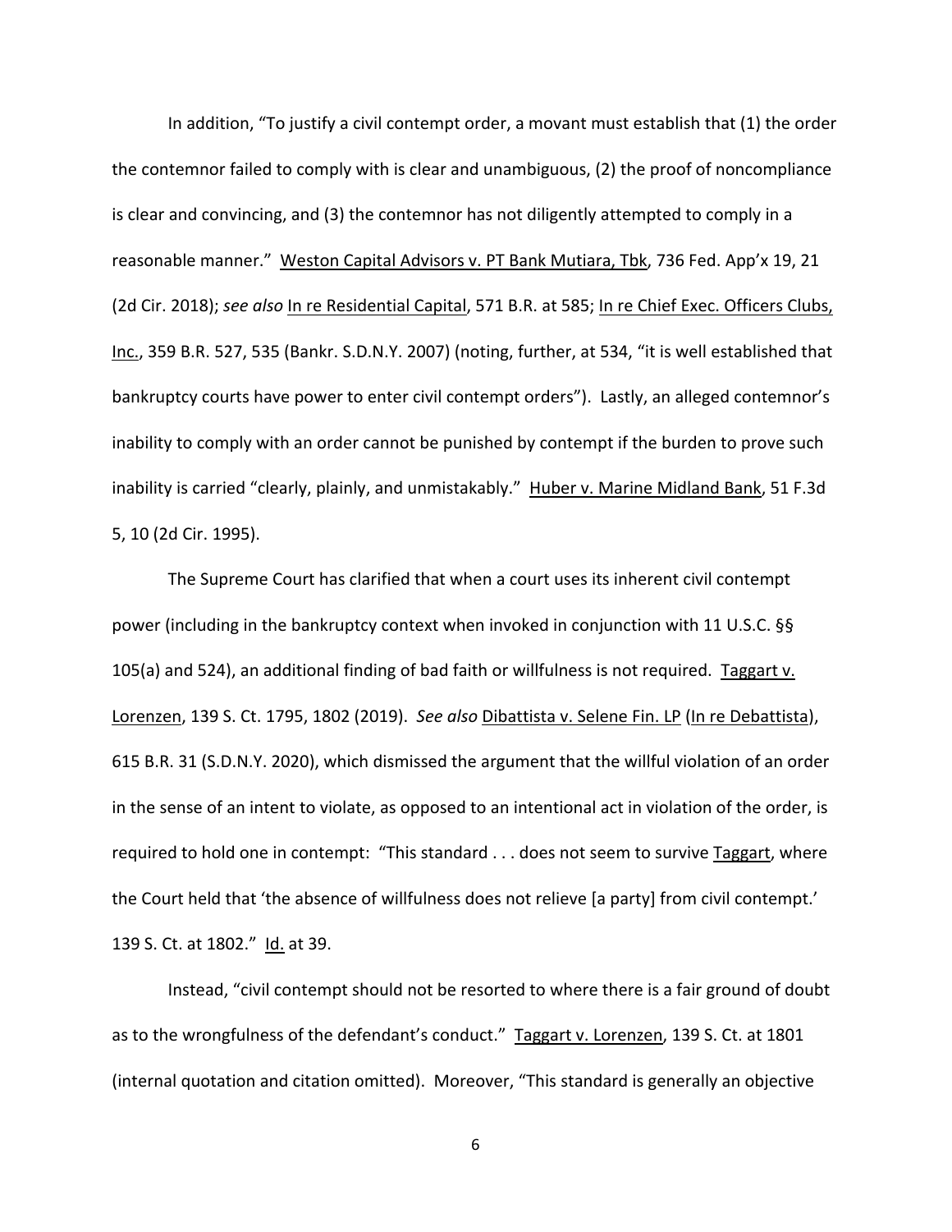In addition, "To justify a civil contempt order, a movant must establish that (1) the order the contemnor failed to comply with is clear and unambiguous, (2) the proof of noncompliance is clear and convincing, and (3) the contemnor has not diligently attempted to comply in a reasonable manner." Weston Capital Advisors v. PT Bank Mutiara, Tbk, 736 Fed. App'x 19, 21 (2d Cir. 2018); *see also* In re Residential Capital, 571 B.R. at 585; In re Chief Exec. Officers Clubs, Inc., 359 B.R. 527, 535 (Bankr. S.D.N.Y. 2007) (noting, further, at 534, "it is well established that bankruptcy courts have power to enter civil contempt orders"). Lastly, an alleged contemnor's inability to comply with an order cannot be punished by contempt if the burden to prove such inability is carried "clearly, plainly, and unmistakably." Huber v. Marine Midland Bank, 51 F.3d 5, 10 (2d Cir. 1995).

The Supreme Court has clarified that when a court uses its inherent civil contempt power (including in the bankruptcy context when invoked in conjunction with 11 U.S.C. §§ 105(a) and 524), an additional finding of bad faith or willfulness is not required. Taggart v. Lorenzen, 139 S. Ct. 1795, 1802 (2019). *See also* Dibattista v. Selene Fin. LP (In re Debattista), 615 B.R. 31 (S.D.N.Y. 2020), which dismissed the argument that the willful violation of an order in the sense of an intent to violate, as opposed to an intentional act in violation of the order, is required to hold one in contempt: "This standard . . . does not seem to survive Taggart, where the Court held that 'the absence of willfulness does not relieve [a party] from civil contempt.' 139 S. Ct. at 1802." Id. at 39.

Instead, "civil contempt should not be resorted to where there is a fair ground of doubt as to the wrongfulness of the defendant's conduct." Taggart v. Lorenzen, 139 S. Ct. at 1801 (internal quotation and citation omitted). Moreover, "This standard is generally an objective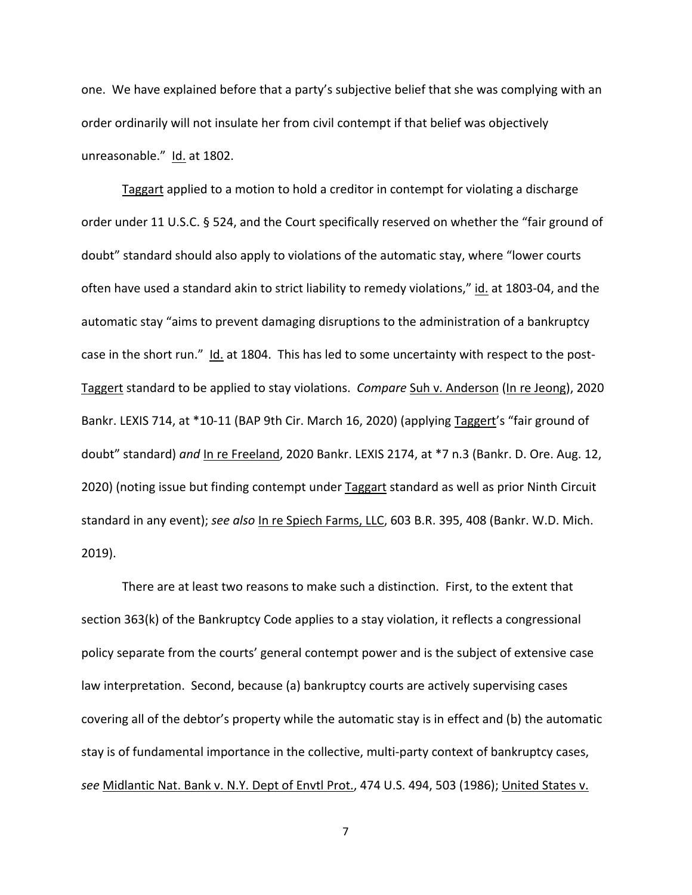one. We have explained before that a party's subjective belief that she was complying with an order ordinarily will not insulate her from civil contempt if that belief was objectively unreasonable." Id. at 1802.

Taggart applied to a motion to hold a creditor in contempt for violating a discharge order under 11 U.S.C. § 524, and the Court specifically reserved on whether the "fair ground of doubt" standard should also apply to violations of the automatic stay, where "lower courts often have used a standard akin to strict liability to remedy violations," id. at 1803-04, and the automatic stay "aims to prevent damaging disruptions to the administration of a bankruptcy case in the short run." Id. at 1804. This has led to some uncertainty with respect to the post-Taggert standard to be applied to stay violations. *Compare* Suh v. Anderson (In re Jeong), 2020 Bankr. LEXIS 714, at *10-11 (BAP 9th Cir. March 16, 2020) (applying Taggert's "fair ground of doubt" standard) *and* In re Freeland, 2020 Bankr. LEXIS 2174, at *7 n.3 (Bankr. D. Ore. Aug. 12, 2020) (noting issue but finding contempt under Taggart standard as well as prior Ninth Circuit standard in any event); *see also* In re Spiech Farms, LLC, 603 B.R. 395, 408 (Bankr. W.D. Mich. 2019).

There are at least two reasons to make such a distinction. First, to the extent that section 363(k) of the Bankruptcy Code applies to a stay violation, it reflects a congressional policy separate from the courts' general contempt power and is the subject of extensive case law interpretation. Second, because (a) bankruptcy courts are actively supervising cases covering all of the debtor's property while the automatic stay is in effect and (b) the automatic stay is of fundamental importance in the collective, multi-party context of bankruptcy cases, *see* Midlantic Nat. Bank v. N.Y. Dept of Envtl Prot., 474 U.S. 494, 503 (1986); United States v.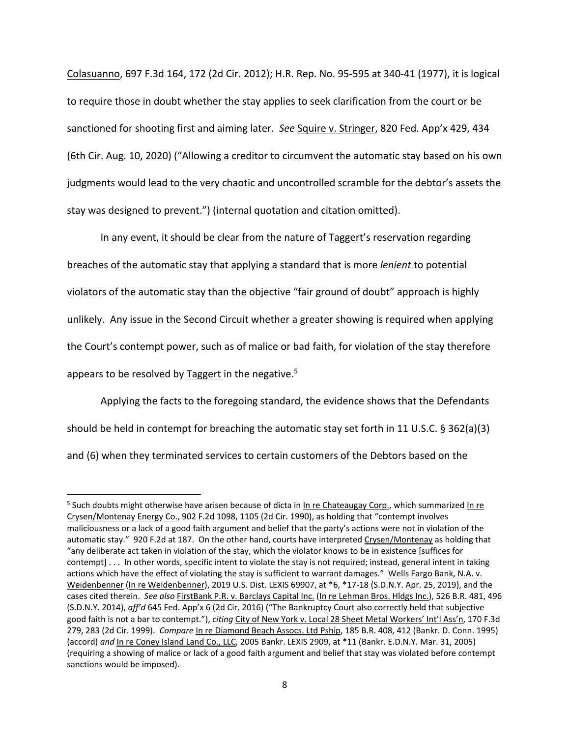Colasuanno, 697 F.3d 164, 172 (2d Cir. 2012); H.R. Rep. No. 95-595 at 340-41 (1977), it is logical to require those in doubt whether the stay applies to seek clarification from the court or be sanctioned for shooting first and aiming later. *See* Squire v. Stringer, 820 Fed. App'x 429, 434 (6th Cir. Aug. 10, 2020) ("Allowing a creditor to circumvent the automatic stay based on his own judgments would lead to the very chaotic and uncontrolled scramble for the debtor's assets the stay was designed to prevent.") (internal quotation and citation omitted).

In any event, it should be clear from the nature of Taggert's reservation regarding breaches of the automatic stay that applying a standard that is more *lenient* to potential violators of the automatic stay than the objective "fair ground of doubt" approach is highly unlikely. Any issue in the Second Circuit whether a greater showing is required when applying the Court's contempt power, such as of malice or bad faith, for violation of the stay therefore appears to be resolved by Taggert in the negative.[5]

Applying the facts to the foregoing standard, the evidence shows that the Defendants should be held in contempt for breaching the automatic stay set forth in 11 U.S.C. § 362(a)(3) and (6) when they terminated services to certain customers of the Debtors based on the

---

[5] Such doubts might otherwise have arisen because of dicta in In re Chateaugay Corp., which summarized In re Crysen/Montenay Energy Co., 902 F.2d 1098, 1105 (2d Cir. 1990), as holding that "contempt involves maliciousness or a lack of a good faith argument and belief that the party's actions were not in violation of the automatic stay." 920 F.2d at 187. On the other hand, courts have interpreted Crysen/Montenay as holding that "any deliberate act taken in violation of the stay, which the violator knows to be in existence [suffices for contempt] . . . In other words, specific intent to violate the stay is not required; instead, general intent in taking actions which have the effect of violating the stay is sufficient to warrant damages." Wells Fargo Bank, N.A. v. Weidenbenner (In re Weidenbenner), 2019 U.S. Dist. LEXIS 69907, at *6, *17-18 (S.D.N.Y. Apr. 25, 2019), and the cases cited therein. *See also* FirstBank P.R. v. Barclays Capital Inc. (In re Lehman Bros. Hldgs Inc.), 526 B.R. 481, 496 (S.D.N.Y. 2014), *aff'd* 645 Fed. App'x 6 (2d Cir. 2016) ("The Bankruptcy Court also correctly held that subjective good faith is not a bar to contempt."), *citing* City of New York v. Local 28 Sheet Metal Workers' Int'l Ass'n, 170 F.3d 279, 283 (2d Cir. 1999). *Compare* In re Diamond Beach Assocs. Ltd Pship, 185 B.R. 408, 412 (Bankr. D. Conn. 1995) (accord) *and* In re Coney Island Land Co., LLC, 2005 Bankr. LEXIS 2909, at *11 (Bankr. E.D.N.Y. Mar. 31, 2005) (requiring a showing of malice or lack of a good faith argument and belief that stay was violated before contempt sanctions would be imposed).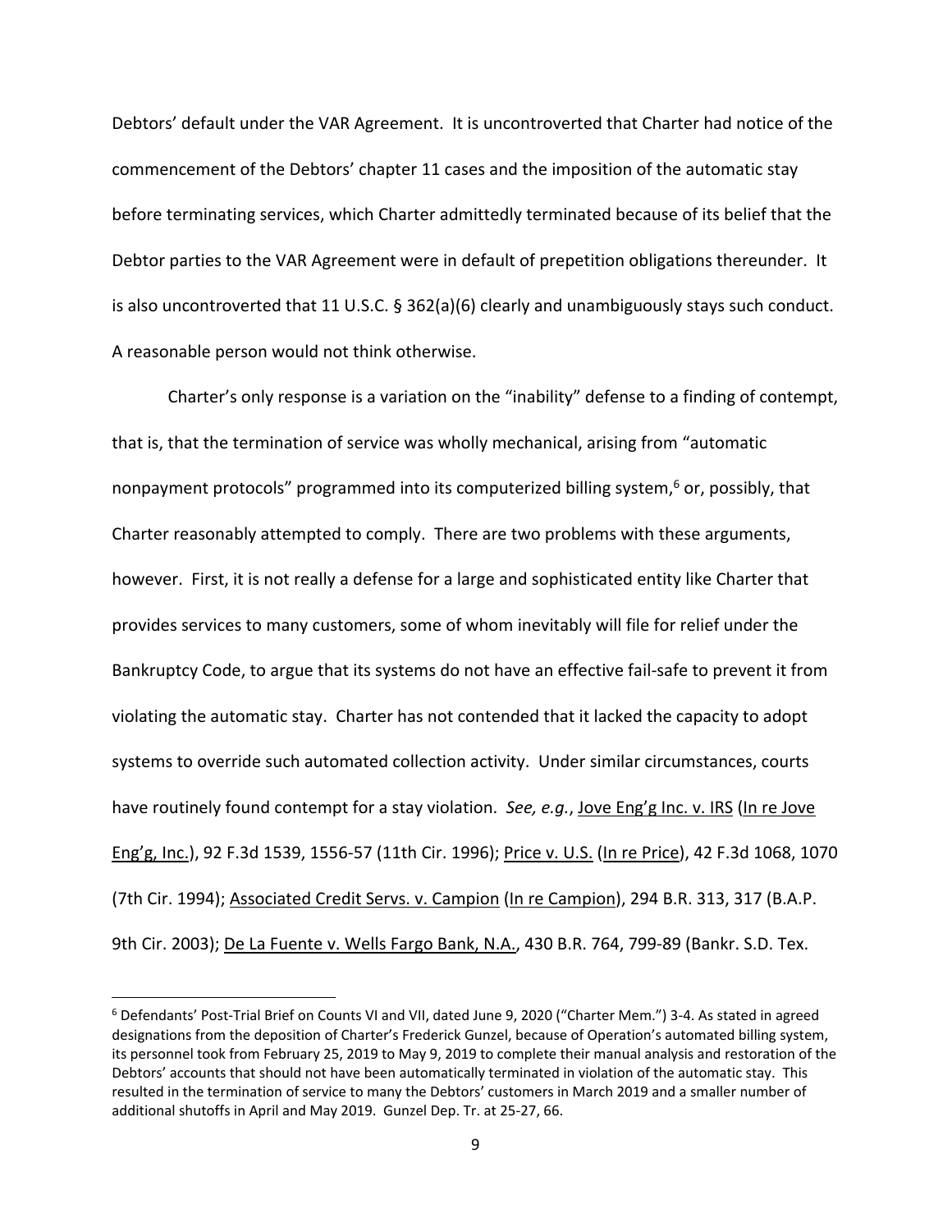Debtors' default under the VAR Agreement. It is uncontroverted that Charter had notice of the commencement of the Debtors' chapter 11 cases and the imposition of the automatic stay before terminating services, which Charter admittedly terminated because of its belief that the Debtor parties to the VAR Agreement were in default of prepetition obligations thereunder. It is also uncontroverted that 11 U.S.C. § 362(a)(6) clearly and unambiguously stays such conduct. A reasonable person would not think otherwise.

Charter's only response is a variation on the "inability" defense to a finding of contempt, that is, that the termination of service was wholly mechanical, arising from "automatic nonpayment protocols" programmed into its computerized billing system,[6] or, possibly, that Charter reasonably attempted to comply. There are two problems with these arguments, however. First, it is not really a defense for a large and sophisticated entity like Charter that provides services to many customers, some of whom inevitably will file for relief under the Bankruptcy Code, to argue that its systems do not have an effective fail-safe to prevent it from violating the automatic stay. Charter has not contended that it lacked the capacity to adopt systems to override such automated collection activity. Under similar circumstances, courts have routinely found contempt for a stay violation. *See, e.g.*, Jove Eng'g Inc. v. IRS (In re Jove Eng'g, Inc.), 92 F.3d 1539, 1556-57 (11th Cir. 1996); Price v. U.S. (In re Price), 42 F.3d 1068, 1070 (7th Cir. 1994); Associated Credit Servs. v. Campion (In re Campion), 294 B.R. 313, 317 (B.A.P. 9th Cir. 2003); De La Fuente v. Wells Fargo Bank, N.A., 430 B.R. 764, 799-89 (Bankr. S.D. Tex.

---

[6] Defendants' Post-Trial Brief on Counts VI and VII, dated June 9, 2020 ("Charter Mem.") 3-4. As stated in agreed designations from the deposition of Charter's Frederick Gunzel, because of Operation's automated billing system, its personnel took from February 25, 2019 to May 9, 2019 to complete their manual analysis and restoration of the Debtors' accounts that should not have been automatically terminated in violation of the automatic stay. This resulted in the termination of service to many the Debtors' customers in March 2019 and a smaller number of additional shutoffs in April and May 2019. Gunzel Dep. Tr. at 25-27, 66.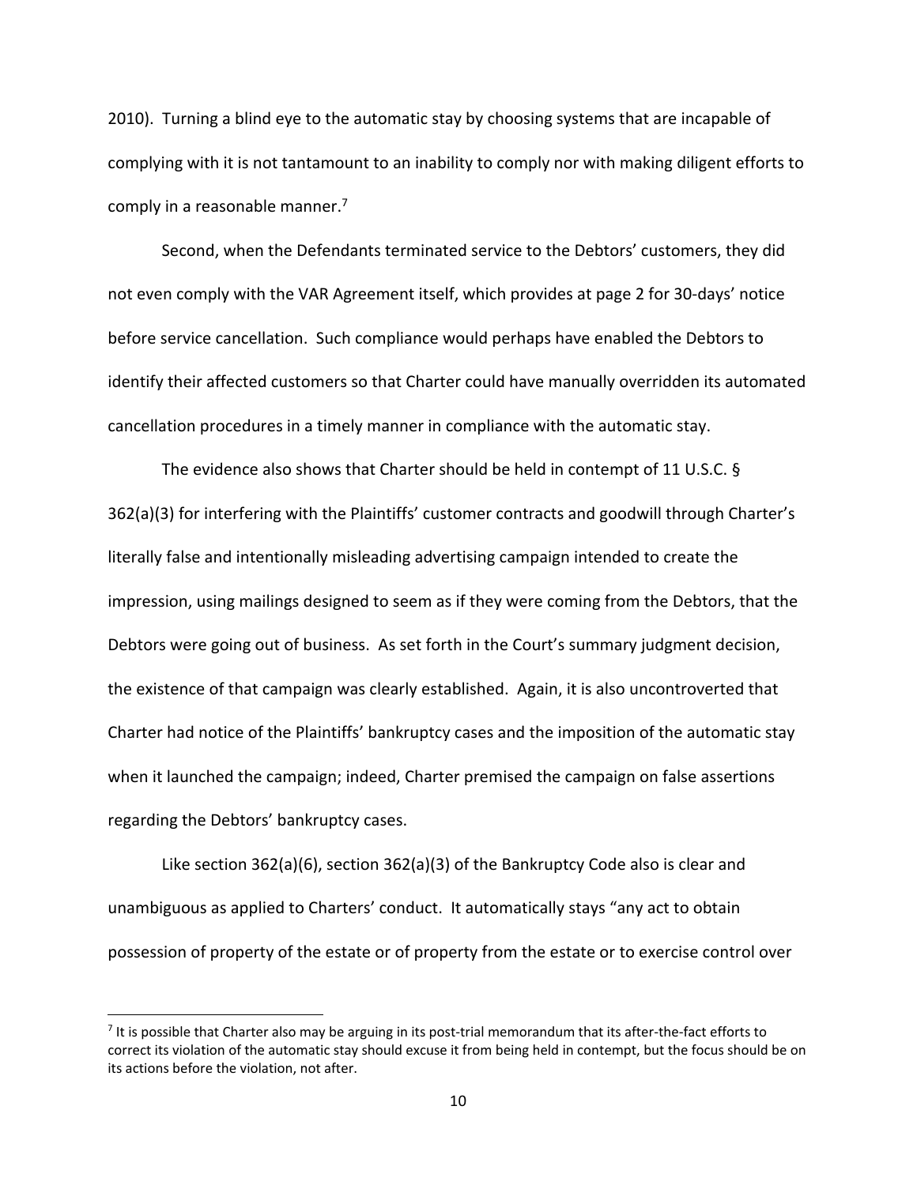2010). Turning a blind eye to the automatic stay by choosing systems that are incapable of complying with it is not tantamount to an inability to comply nor with making diligent efforts to comply in a reasonable manner.[7]

Second, when the Defendants terminated service to the Debtors' customers, they did not even comply with the VAR Agreement itself, which provides at page 2 for 30-days' notice before service cancellation. Such compliance would perhaps have enabled the Debtors to identify their affected customers so that Charter could have manually overridden its automated cancellation procedures in a timely manner in compliance with the automatic stay.

The evidence also shows that Charter should be held in contempt of 11 U.S.C. § 362(a)(3) for interfering with the Plaintiffs' customer contracts and goodwill through Charter's literally false and intentionally misleading advertising campaign intended to create the impression, using mailings designed to seem as if they were coming from the Debtors, that the Debtors were going out of business. As set forth in the Court's summary judgment decision, the existence of that campaign was clearly established. Again, it is also uncontroverted that Charter had notice of the Plaintiffs' bankruptcy cases and the imposition of the automatic stay when it launched the campaign; indeed, Charter premised the campaign on false assertions regarding the Debtors' bankruptcy cases.

Like section 362(a)(6), section 362(a)(3) of the Bankruptcy Code also is clear and unambiguous as applied to Charters' conduct. It automatically stays "any act to obtain possession of property of the estate or of property from the estate or to exercise control over

---

[7] It is possible that Charter also may be arguing in its post-trial memorandum that its after-the-fact efforts to correct its violation of the automatic stay should excuse it from being held in contempt, but the focus should be on its actions before the violation, not after.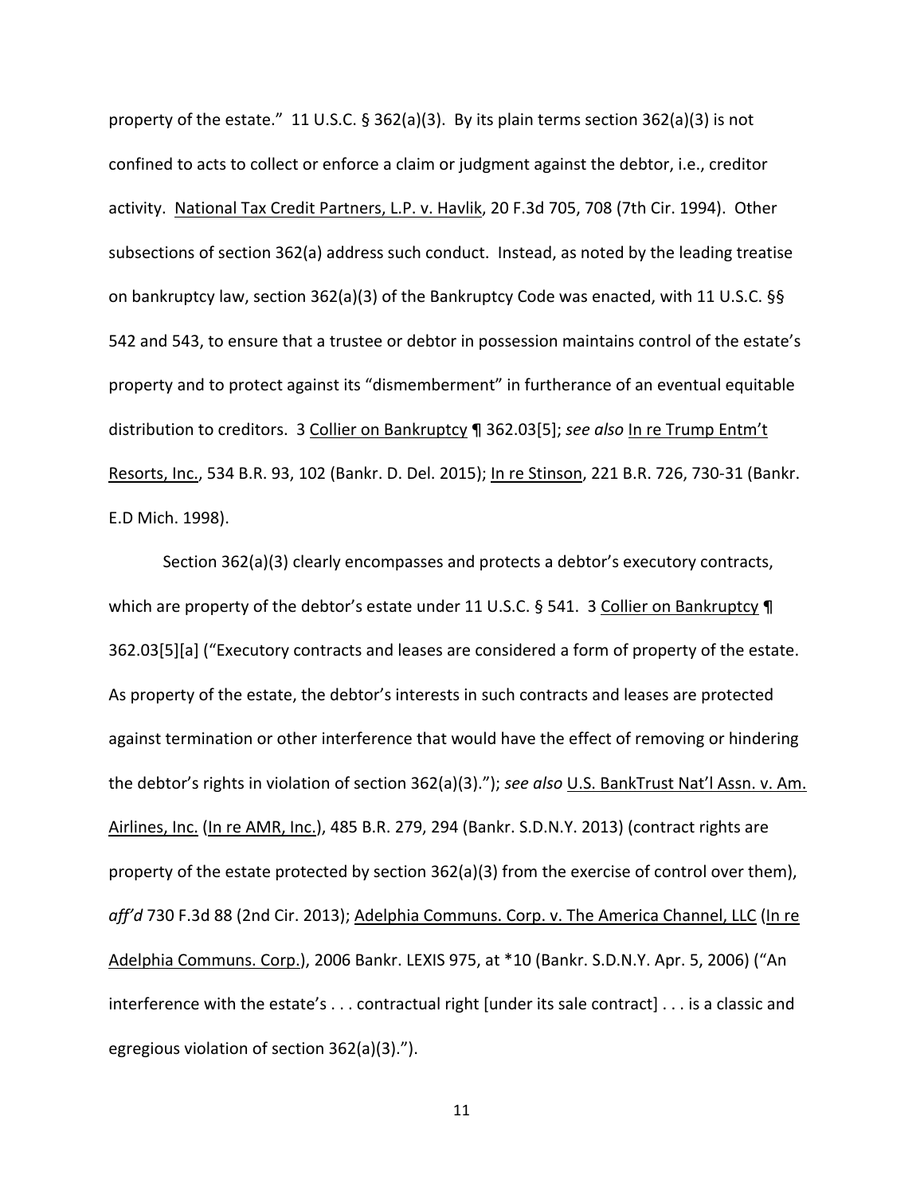property of the estate." 11 U.S.C. § 362(a)(3). By its plain terms section 362(a)(3) is not confined to acts to collect or enforce a claim or judgment against the debtor, i.e., creditor activity. National Tax Credit Partners, L.P. v. Havlik, 20 F.3d 705, 708 (7th Cir. 1994). Other subsections of section 362(a) address such conduct. Instead, as noted by the leading treatise on bankruptcy law, section 362(a)(3) of the Bankruptcy Code was enacted, with 11 U.S.C. §§ 542 and 543, to ensure that a trustee or debtor in possession maintains control of the estate's property and to protect against its "dismemberment" in furtherance of an eventual equitable distribution to creditors. 3 Collier on Bankruptcy ¶ 362.03[5]; *see also* In re Trump Entm't Resorts, Inc., 534 B.R. 93, 102 (Bankr. D. Del. 2015); In re Stinson, 221 B.R. 726, 730-31 (Bankr. E.D Mich. 1998).

Section 362(a)(3) clearly encompasses and protects a debtor's executory contracts, which are property of the debtor's estate under 11 U.S.C. § 541. 3 Collier on Bankruptcy ¶ 362.03[5][a] ("Executory contracts and leases are considered a form of property of the estate. As property of the estate, the debtor's interests in such contracts and leases are protected against termination or other interference that would have the effect of removing or hindering the debtor's rights in violation of section 362(a)(3)."); *see also* U.S. BankTrust Nat'l Assn. v. Am. Airlines, Inc. (In re AMR, Inc.), 485 B.R. 279, 294 (Bankr. S.D.N.Y. 2013) (contract rights are property of the estate protected by section 362(a)(3) from the exercise of control over them), *aff'd* 730 F.3d 88 (2nd Cir. 2013); Adelphia Communs. Corp. v. The America Channel, LLC (In re Adelphia Communs. Corp.), 2006 Bankr. LEXIS 975, at *10 (Bankr. S.D.N.Y. Apr. 5, 2006) ("An interference with the estate's . . . contractual right [under its sale contract] . . . is a classic and egregious violation of section 362(a)(3).").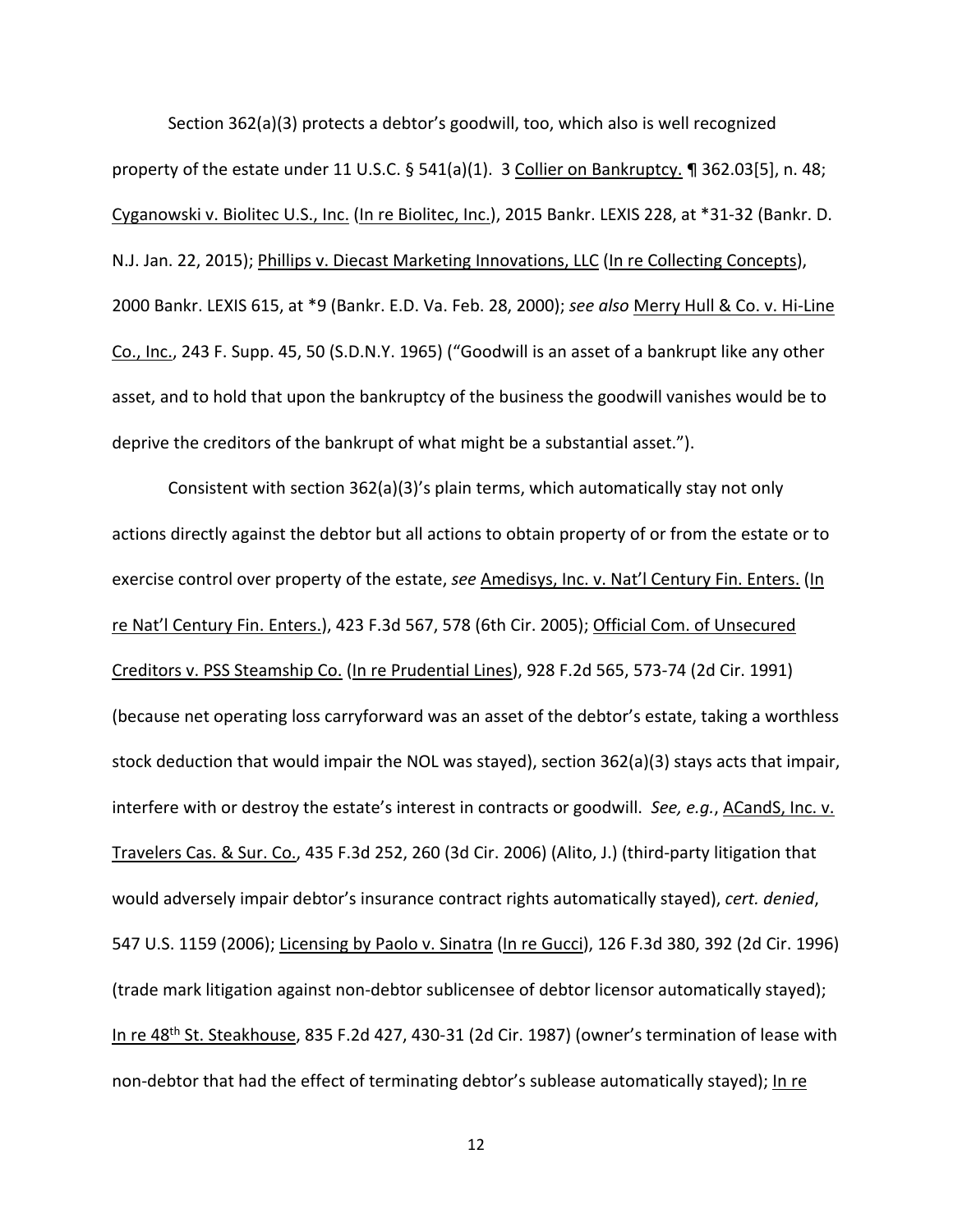Section 362(a)(3) protects a debtor's goodwill, too, which also is well recognized property of the estate under 11 U.S.C. § 541(a)(1). 3 Collier on Bankruptcy. ¶ 362.03[5], n. 48; Cyganowski v. Biolitec U.S., Inc. (In re Biolitec, Inc.), 2015 Bankr. LEXIS 228, at *31-32 (Bankr. D. N.J. Jan. 22, 2015); Phillips v. Diecast Marketing Innovations, LLC (In re Collecting Concepts), 2000 Bankr. LEXIS 615, at *9 (Bankr. E.D. Va. Feb. 28, 2000); *see also* Merry Hull & Co. v. Hi-Line Co., Inc., 243 F. Supp. 45, 50 (S.D.N.Y. 1965) ("Goodwill is an asset of a bankrupt like any other asset, and to hold that upon the bankruptcy of the business the goodwill vanishes would be to deprive the creditors of the bankrupt of what might be a substantial asset.").

Consistent with section 362(a)(3)'s plain terms, which automatically stay not only actions directly against the debtor but all actions to obtain property of or from the estate or to exercise control over property of the estate, *see* Amedisys, Inc. v. Nat'l Century Fin. Enters. (In re Nat'l Century Fin. Enters.), 423 F.3d 567, 578 (6th Cir. 2005); Official Com. of Unsecured Creditors v. PSS Steamship Co. (In re Prudential Lines), 928 F.2d 565, 573-74 (2d Cir. 1991) (because net operating loss carryforward was an asset of the debtor's estate, taking a worthless stock deduction that would impair the NOL was stayed), section 362(a)(3) stays acts that impair, interfere with or destroy the estate's interest in contracts or goodwill. *See, e.g.*, ACandS, Inc. v. Travelers Cas. & Sur. Co., 435 F.3d 252, 260 (3d Cir. 2006) (Alito, J.) (third-party litigation that would adversely impair debtor's insurance contract rights automatically stayed), *cert. denied*, 547 U.S. 1159 (2006); Licensing by Paolo v. Sinatra (In re Gucci), 126 F.3d 380, 392 (2d Cir. 1996) (trade mark litigation against non-debtor sublicensee of debtor licensor automatically stayed); In re 48th St. Steakhouse, 835 F.2d 427, 430-31 (2d Cir. 1987) (owner's termination of lease with non-debtor that had the effect of terminating debtor's sublease automatically stayed); In re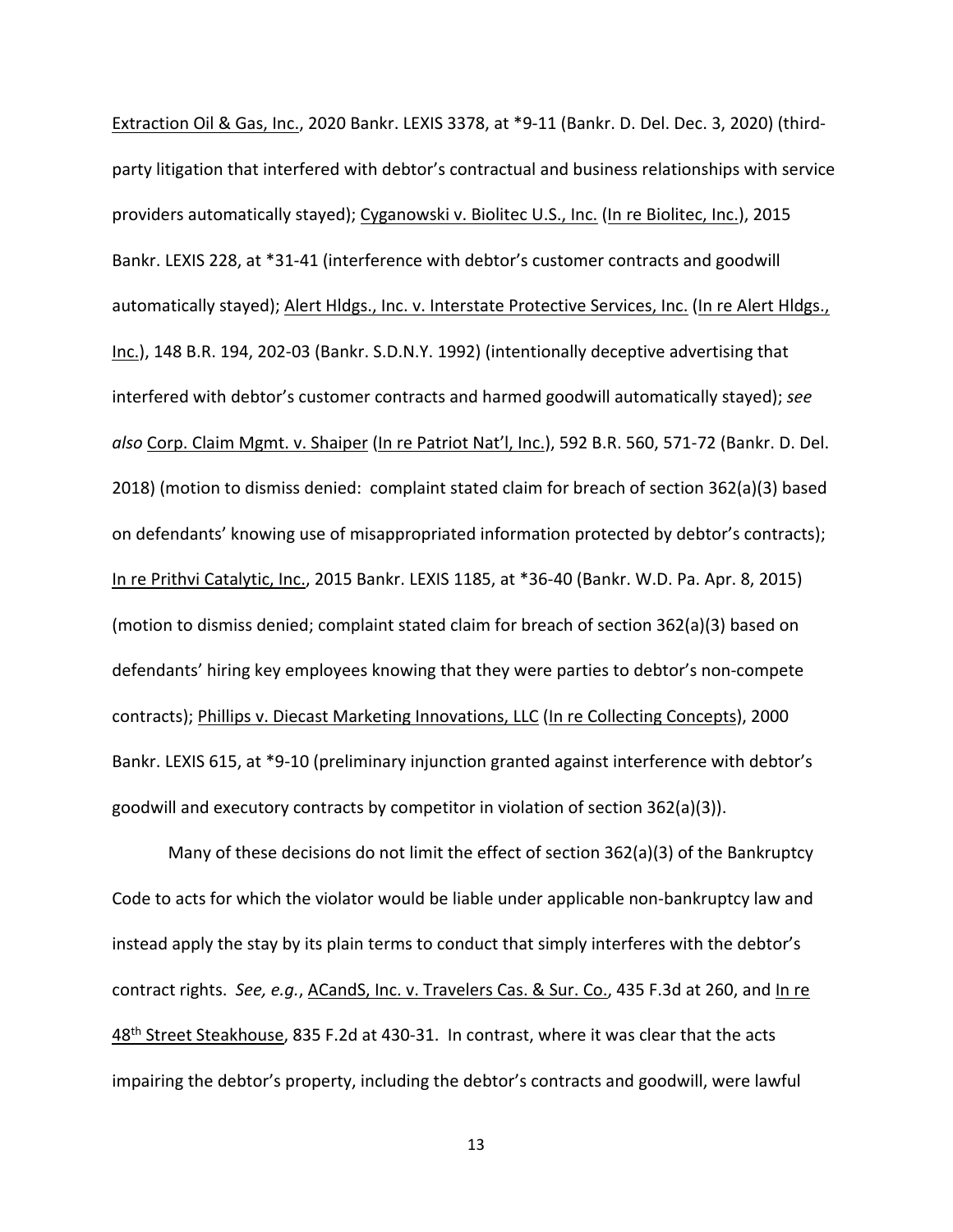Extraction Oil & Gas, Inc., 2020 Bankr. LEXIS 3378, at *9-11 (Bankr. D. Del. Dec. 3, 2020) (third-party litigation that interfered with debtor's contractual and business relationships with service providers automatically stayed); Cyganowski v. Biolitec U.S., Inc. (In re Biolitec, Inc.), 2015 Bankr. LEXIS 228, at *31-41 (interference with debtor's customer contracts and goodwill automatically stayed); Alert Hldgs., Inc. v. Interstate Protective Services, Inc. (In re Alert Hldgs., Inc.), 148 B.R. 194, 202-03 (Bankr. S.D.N.Y. 1992) (intentionally deceptive advertising that interfered with debtor's customer contracts and harmed goodwill automatically stayed); *see also* Corp. Claim Mgmt. v. Shaiper (In re Patriot Nat'l, Inc.), 592 B.R. 560, 571-72 (Bankr. D. Del. 2018) (motion to dismiss denied: complaint stated claim for breach of section 362(a)(3) based on defendants' knowing use of misappropriated information protected by debtor's contracts); In re Prithvi Catalytic, Inc., 2015 Bankr. LEXIS 1185, at *36-40 (Bankr. W.D. Pa. Apr. 8, 2015) (motion to dismiss denied; complaint stated claim for breach of section 362(a)(3) based on defendants' hiring key employees knowing that they were parties to debtor's non-compete contracts); Phillips v. Diecast Marketing Innovations, LLC (In re Collecting Concepts), 2000 Bankr. LEXIS 615, at *9-10 (preliminary injunction granted against interference with debtor's goodwill and executory contracts by competitor in violation of section 362(a)(3)).

Many of these decisions do not limit the effect of section 362(a)(3) of the Bankruptcy Code to acts for which the violator would be liable under applicable non-bankruptcy law and instead apply the stay by its plain terms to conduct that simply interferes with the debtor's contract rights. *See, e.g.*, ACandS, Inc. v. Travelers Cas. & Sur. Co., 435 F.3d at 260, and In re 48th Street Steakhouse, 835 F.2d at 430-31. In contrast, where it was clear that the acts impairing the debtor's property, including the debtor's contracts and goodwill, were lawful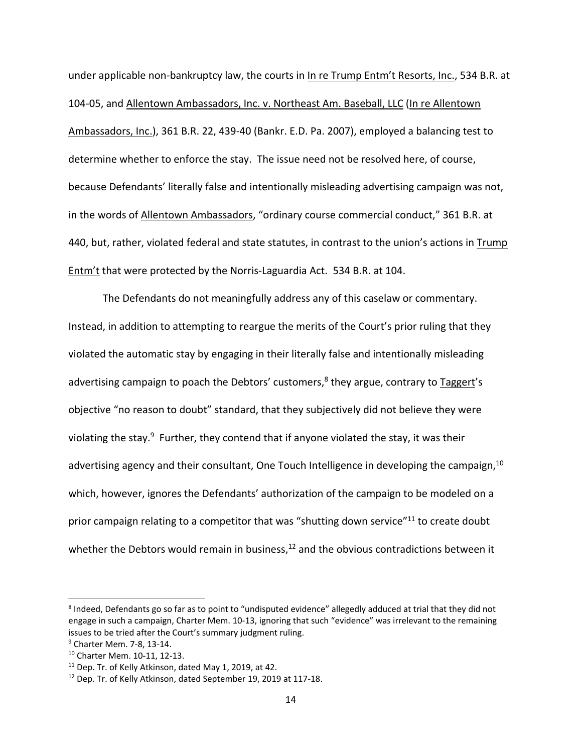under applicable non-bankruptcy law, the courts in In re Trump Entm't Resorts, Inc., 534 B.R. at 104-05, and Allentown Ambassadors, Inc. v. Northeast Am. Baseball, LLC (In re Allentown Ambassadors, Inc.), 361 B.R. 22, 439-40 (Bankr. E.D. Pa. 2007), employed a balancing test to determine whether to enforce the stay. The issue need not be resolved here, of course, because Defendants' literally false and intentionally misleading advertising campaign was not, in the words of Allentown Ambassadors, "ordinary course commercial conduct," 361 B.R. at 440, but, rather, violated federal and state statutes, in contrast to the union's actions in Trump Entm't that were protected by the Norris-Laguardia Act. 534 B.R. at 104.

The Defendants do not meaningfully address any of this caselaw or commentary. Instead, in addition to attempting to reargue the merits of the Court's prior ruling that they violated the automatic stay by engaging in their literally false and intentionally misleading advertising campaign to poach the Debtors' customers,[8] they argue, contrary to Taggert's objective "no reason to doubt" standard, that they subjectively did not believe they were violating the stay.[9] Further, they contend that if anyone violated the stay, it was their advertising agency and their consultant, One Touch Intelligence in developing the campaign,[10] which, however, ignores the Defendants' authorization of the campaign to be modeled on a prior campaign relating to a competitor that was "shutting down service"[11] to create doubt whether the Debtors would remain in business,[12] and the obvious contradictions between it

---

[8] Indeed, Defendants go so far as to point to "undisputed evidence" allegedly adduced at trial that they did not engage in such a campaign, Charter Mem. 10-13, ignoring that such "evidence" was irrelevant to the remaining issues to be tried after the Court's summary judgment ruling.

[9] Charter Mem. 7-8, 13-14.

[10] Charter Mem. 10-11, 12-13.

[11] Dep. Tr. of Kelly Atkinson, dated May 1, 2019, at 42.

[12] Dep. Tr. of Kelly Atkinson, dated September 19, 2019 at 117-18.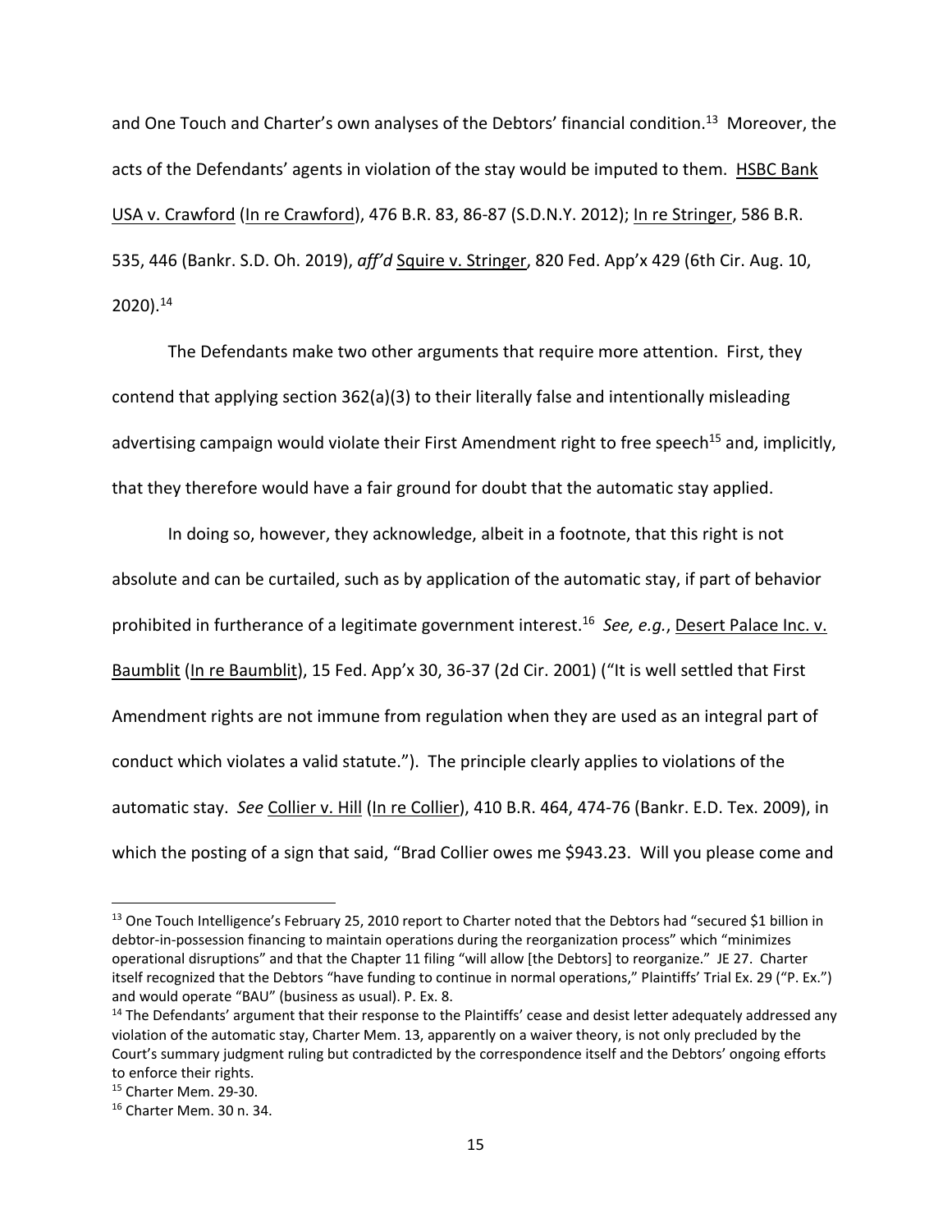and One Touch and Charter's own analyses of the Debtors' financial condition.[13] Moreover, the acts of the Defendants' agents in violation of the stay would be imputed to them. HSBC Bank USA v. Crawford (In re Crawford), 476 B.R. 83, 86-87 (S.D.N.Y. 2012); In re Stringer, 586 B.R. 535, 446 (Bankr. S.D. Oh. 2019), *aff'd* Squire v. Stringer, 820 Fed. App'x 429 (6th Cir. Aug. 10, 2020).[14]

The Defendants make two other arguments that require more attention. First, they contend that applying section 362(a)(3) to their literally false and intentionally misleading advertising campaign would violate their First Amendment right to free speech[15] and, implicitly, that they therefore would have a fair ground for doubt that the automatic stay applied.

In doing so, however, they acknowledge, albeit in a footnote, that this right is not absolute and can be curtailed, such as by application of the automatic stay, if part of behavior prohibited in furtherance of a legitimate government interest.[16] *See, e.g.*, Desert Palace Inc. v. Baumblit (In re Baumblit), 15 Fed. App'x 30, 36-37 (2d Cir. 2001) ("It is well settled that First Amendment rights are not immune from regulation when they are used as an integral part of conduct which violates a valid statute."). The principle clearly applies to violations of the automatic stay. *See* Collier v. Hill (In re Collier), 410 B.R. 464, 474-76 (Bankr. E.D. Tex. 2009), in which the posting of a sign that said, "Brad Collier owes me $943.23. Will you please come and

---

[13] One Touch Intelligence's February 25, 2010 report to Charter noted that the Debtors had "secured $1 billion in debtor-in-possession financing to maintain operations during the reorganization process" which "minimizes operational disruptions" and that the Chapter 11 filing "will allow [the Debtors] to reorganize." JE 27. Charter itself recognized that the Debtors "have funding to continue in normal operations," Plaintiffs' Trial Ex. 29 ("P. Ex.") and would operate "BAU" (business as usual). P. Ex. 8.

[14] The Defendants' argument that their response to the Plaintiffs' cease and desist letter adequately addressed any violation of the automatic stay, Charter Mem. 13, apparently on a waiver theory, is not only precluded by the Court's summary judgment ruling but contradicted by the correspondence itself and the Debtors' ongoing efforts to enforce their rights.

[15] Charter Mem. 29-30.

[16] Charter Mem. 30 n. 34.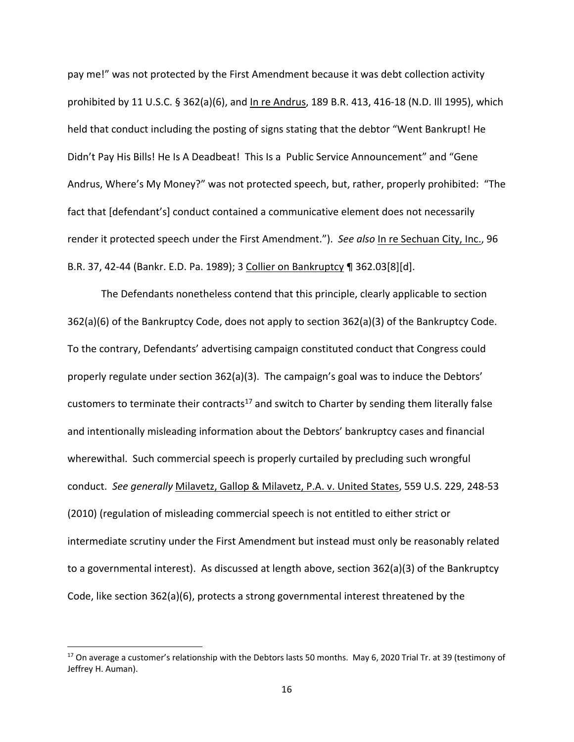pay me!" was not protected by the First Amendment because it was debt collection activity prohibited by 11 U.S.C. § 362(a)(6), and In re Andrus, 189 B.R. 413, 416-18 (N.D. Ill 1995), which held that conduct including the posting of signs stating that the debtor "Went Bankrupt! He Didn't Pay His Bills! He Is A Deadbeat! This Is a Public Service Announcement" and "Gene Andrus, Where's My Money?" was not protected speech, but, rather, properly prohibited: "The fact that [defendant's] conduct contained a communicative element does not necessarily render it protected speech under the First Amendment."). *See also* In re Sechuan City, Inc., 96 B.R. 37, 42-44 (Bankr. E.D. Pa. 1989); 3 Collier on Bankruptcy ¶ 362.03[8][d].

The Defendants nonetheless contend that this principle, clearly applicable to section 362(a)(6) of the Bankruptcy Code, does not apply to section 362(a)(3) of the Bankruptcy Code. To the contrary, Defendants' advertising campaign constituted conduct that Congress could properly regulate under section 362(a)(3). The campaign's goal was to induce the Debtors' customers to terminate their contracts[17] and switch to Charter by sending them literally false and intentionally misleading information about the Debtors' bankruptcy cases and financial wherewithal. Such commercial speech is properly curtailed by precluding such wrongful conduct. *See generally* Milavetz, Gallop & Milavetz, P.A. v. United States, 559 U.S. 229, 248-53 (2010) (regulation of misleading commercial speech is not entitled to either strict or intermediate scrutiny under the First Amendment but instead must only be reasonably related to a governmental interest). As discussed at length above, section 362(a)(3) of the Bankruptcy Code, like section 362(a)(6), protects a strong governmental interest threatened by the

[17] On average a customer's relationship with the Debtors lasts 50 months. May 6, 2020 Trial Tr. at 39 (testimony of Jeffrey H. Auman).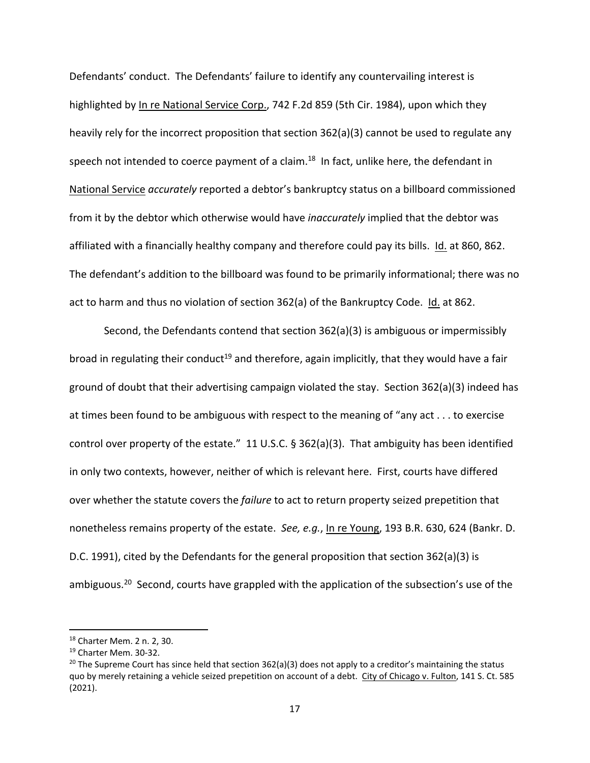Defendants' conduct. The Defendants' failure to identify any countervailing interest is highlighted by In re National Service Corp., 742 F.2d 859 (5th Cir. 1984), upon which they heavily rely for the incorrect proposition that section 362(a)(3) cannot be used to regulate any speech not intended to coerce payment of a claim.[18] In fact, unlike here, the defendant in National Service *accurately* reported a debtor's bankruptcy status on a billboard commissioned from it by the debtor which otherwise would have *inaccurately* implied that the debtor was affiliated with a financially healthy company and therefore could pay its bills. Id. at 860, 862. The defendant's addition to the billboard was found to be primarily informational; there was no act to harm and thus no violation of section 362(a) of the Bankruptcy Code. Id. at 862.

Second, the Defendants contend that section 362(a)(3) is ambiguous or impermissibly broad in regulating their conduct[19] and therefore, again implicitly, that they would have a fair ground of doubt that their advertising campaign violated the stay. Section 362(a)(3) indeed has at times been found to be ambiguous with respect to the meaning of "any act . . . to exercise control over property of the estate." 11 U.S.C. § 362(a)(3). That ambiguity has been identified in only two contexts, however, neither of which is relevant here. First, courts have differed over whether the statute covers the *failure* to act to return property seized prepetition that nonetheless remains property of the estate. *See, e.g.*, In re Young, 193 B.R. 630, 624 (Bankr. D. D.C. 1991), cited by the Defendants for the general proposition that section 362(a)(3) is ambiguous.[20] Second, courts have grappled with the application of the subsection's use of the

[18] Charter Mem. 2 n. 2, 30.

[19] Charter Mem. 30-32.

[20] The Supreme Court has since held that section 362(a)(3) does not apply to a creditor's maintaining the status quo by merely retaining a vehicle seized prepetition on account of a debt. City of Chicago v. Fulton, 141 S. Ct. 585 (2021).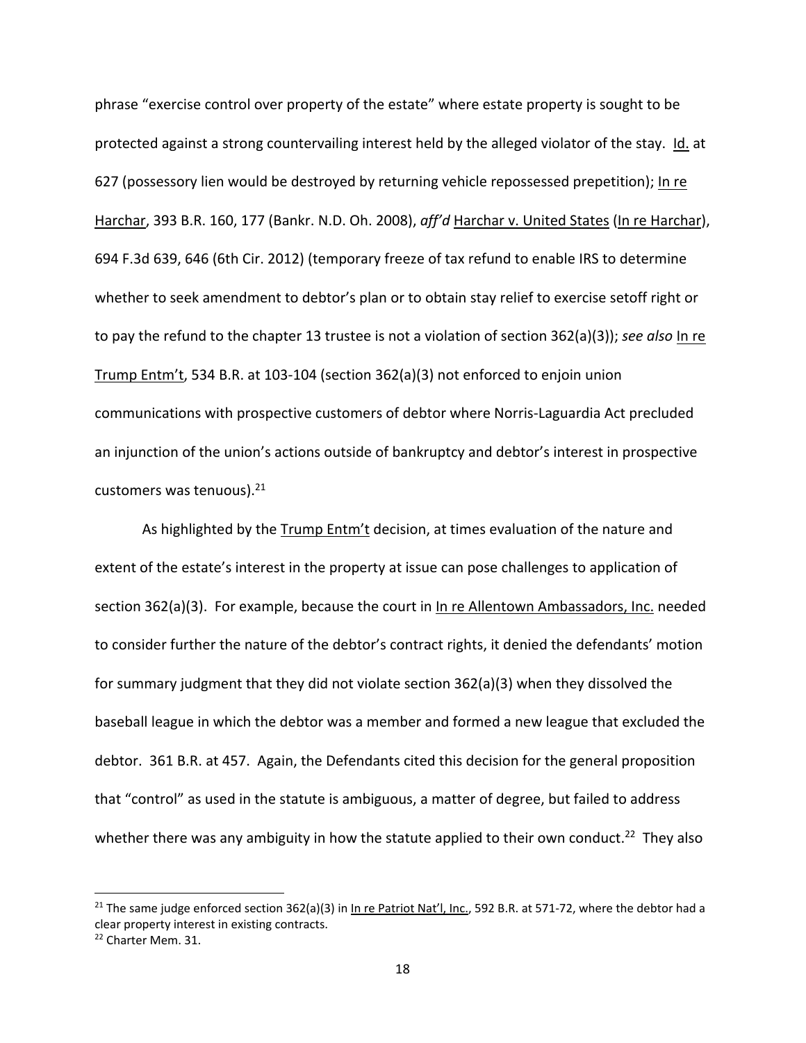phrase "exercise control over property of the estate" where estate property is sought to be protected against a strong countervailing interest held by the alleged violator of the stay. Id. at 627 (possessory lien would be destroyed by returning vehicle repossessed prepetition); In re Harchar, 393 B.R. 160, 177 (Bankr. N.D. Oh. 2008), *aff'd* Harchar v. United States (In re Harchar), 694 F.3d 639, 646 (6th Cir. 2012) (temporary freeze of tax refund to enable IRS to determine whether to seek amendment to debtor's plan or to obtain stay relief to exercise setoff right or to pay the refund to the chapter 13 trustee is not a violation of section 362(a)(3)); *see also* In re Trump Entm't, 534 B.R. at 103-104 (section 362(a)(3) not enforced to enjoin union communications with prospective customers of debtor where Norris-Laguardia Act precluded an injunction of the union's actions outside of bankruptcy and debtor's interest in prospective customers was tenuous).[21]

As highlighted by the Trump Entm't decision, at times evaluation of the nature and extent of the estate's interest in the property at issue can pose challenges to application of section 362(a)(3). For example, because the court in In re Allentown Ambassadors, Inc. needed to consider further the nature of the debtor's contract rights, it denied the defendants' motion for summary judgment that they did not violate section 362(a)(3) when they dissolved the baseball league in which the debtor was a member and formed a new league that excluded the debtor. 361 B.R. at 457. Again, the Defendants cited this decision for the general proposition that "control" as used in the statute is ambiguous, a matter of degree, but failed to address whether there was any ambiguity in how the statute applied to their own conduct.[22] They also

[21] The same judge enforced section 362(a)(3) in In re Patriot Nat'l, Inc., 592 B.R. at 571-72, where the debtor had a clear property interest in existing contracts.

[22] Charter Mem. 31.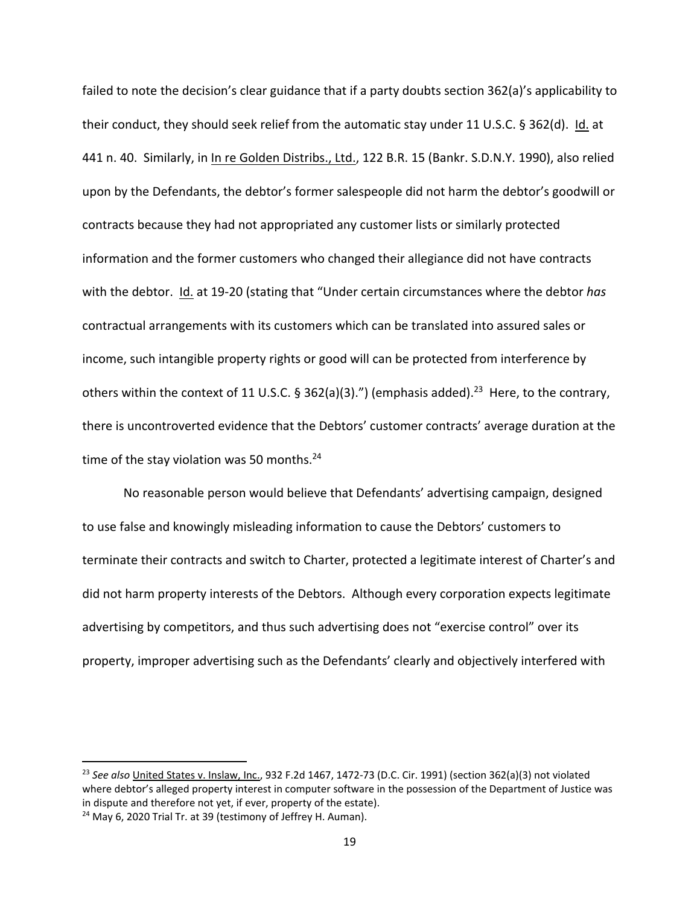failed to note the decision's clear guidance that if a party doubts section 362(a)'s applicability to their conduct, they should seek relief from the automatic stay under 11 U.S.C. § 362(d). Id. at 441 n. 40. Similarly, in In re Golden Distribs., Ltd., 122 B.R. 15 (Bankr. S.D.N.Y. 1990), also relied upon by the Defendants, the debtor's former salespeople did not harm the debtor's goodwill or contracts because they had not appropriated any customer lists or similarly protected information and the former customers who changed their allegiance did not have contracts with the debtor. Id. at 19-20 (stating that "Under certain circumstances where the debtor *has* contractual arrangements with its customers which can be translated into assured sales or income, such intangible property rights or good will can be protected from interference by others within the context of 11 U.S.C. § 362(a)(3).") (emphasis added).[23] Here, to the contrary, there is uncontroverted evidence that the Debtors' customer contracts' average duration at the time of the stay violation was 50 months.[24]

No reasonable person would believe that Defendants' advertising campaign, designed to use false and knowingly misleading information to cause the Debtors' customers to terminate their contracts and switch to Charter, protected a legitimate interest of Charter's and did not harm property interests of the Debtors. Although every corporation expects legitimate advertising by competitors, and thus such advertising does not "exercise control" over its property, improper advertising such as the Defendants' clearly and objectively interfered with

---

[23] *See also* United States v. Inslaw, Inc., 932 F.2d 1467, 1472-73 (D.C. Cir. 1991) (section 362(a)(3) not violated where debtor's alleged property interest in computer software in the possession of the Department of Justice was in dispute and therefore not yet, if ever, property of the estate).

[24] May 6, 2020 Trial Tr. at 39 (testimony of Jeffrey H. Auman).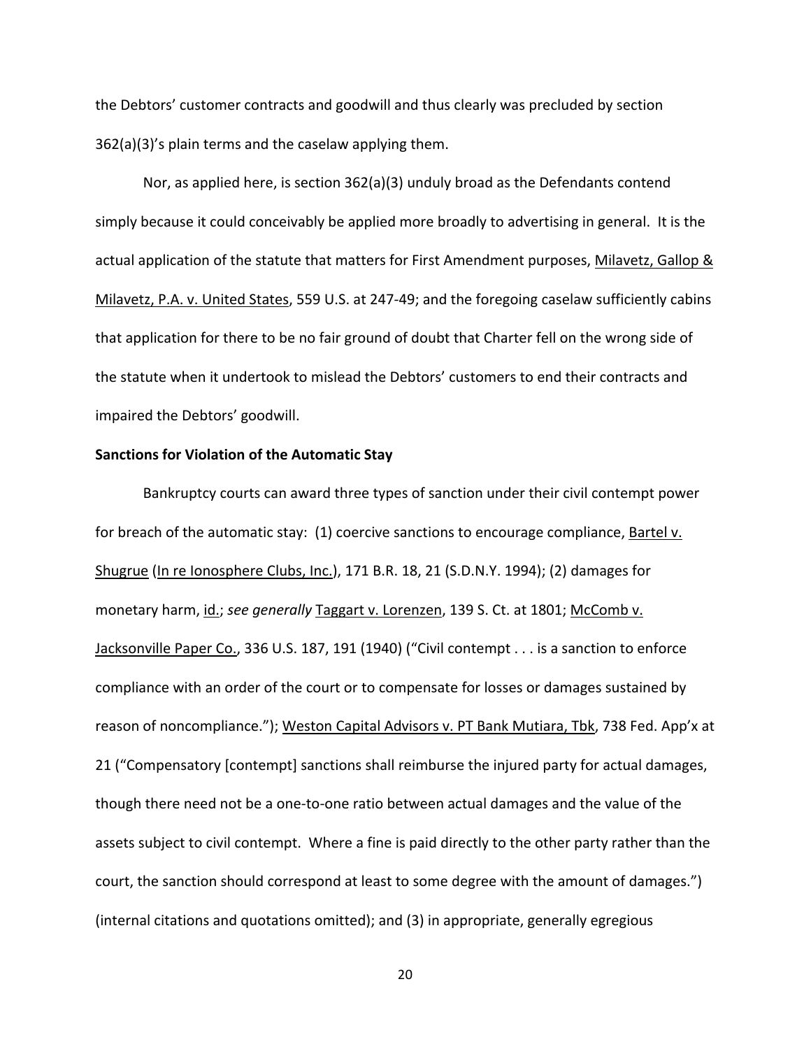the Debtors' customer contracts and goodwill and thus clearly was precluded by section 362(a)(3)'s plain terms and the caselaw applying them.

Nor, as applied here, is section 362(a)(3) unduly broad as the Defendants contend simply because it could conceivably be applied more broadly to advertising in general. It is the actual application of the statute that matters for First Amendment purposes, Milavetz, Gallop & Milavetz, P.A. v. United States, 559 U.S. at 247-49; and the foregoing caselaw sufficiently cabins that application for there to be no fair ground of doubt that Charter fell on the wrong side of the statute when it undertook to mislead the Debtors' customers to end their contracts and impaired the Debtors' goodwill.

**Sanctions for Violation of the Automatic Stay**

Bankruptcy courts can award three types of sanction under their civil contempt power for breach of the automatic stay: (1) coercive sanctions to encourage compliance, Bartel v. Shugrue (In re Ionosphere Clubs, Inc.), 171 B.R. 18, 21 (S.D.N.Y. 1994); (2) damages for monetary harm, id.; *see generally* Taggart v. Lorenzen, 139 S. Ct. at 1801; McComb v. Jacksonville Paper Co., 336 U.S. 187, 191 (1940) ("Civil contempt . . . is a sanction to enforce compliance with an order of the court or to compensate for losses or damages sustained by reason of noncompliance."); Weston Capital Advisors v. PT Bank Mutiara, Tbk, 738 Fed. App'x at 21 ("Compensatory [contempt] sanctions shall reimburse the injured party for actual damages, though there need not be a one-to-one ratio between actual damages and the value of the assets subject to civil contempt. Where a fine is paid directly to the other party rather than the court, the sanction should correspond at least to some degree with the amount of damages.") (internal citations and quotations omitted); and (3) in appropriate, generally egregious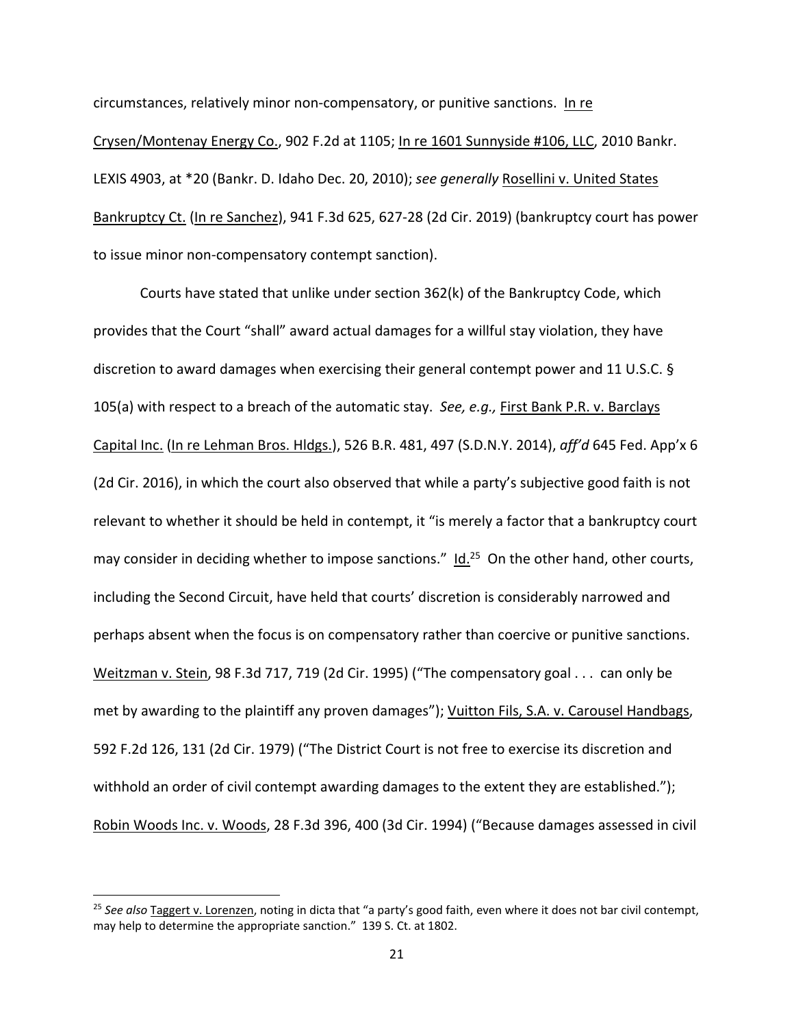circumstances, relatively minor non-compensatory, or punitive sanctions. In re Crysen/Montenay Energy Co., 902 F.2d at 1105; In re 1601 Sunnyside #106, LLC, 2010 Bankr. LEXIS 4903, at *20 (Bankr. D. Idaho Dec. 20, 2010); *see generally* Rosellini v. United States Bankruptcy Ct. (In re Sanchez), 941 F.3d 625, 627-28 (2d Cir. 2019) (bankruptcy court has power to issue minor non-compensatory contempt sanction).

Courts have stated that unlike under section 362(k) of the Bankruptcy Code, which provides that the Court "shall" award actual damages for a willful stay violation, they have discretion to award damages when exercising their general contempt power and 11 U.S.C. § 105(a) with respect to a breach of the automatic stay. *See, e.g.,* First Bank P.R. v. Barclays Capital Inc. (In re Lehman Bros. Hldgs.), 526 B.R. 481, 497 (S.D.N.Y. 2014), *aff'd* 645 Fed. App'x 6 (2d Cir. 2016), in which the court also observed that while a party's subjective good faith is not relevant to whether it should be held in contempt, it "is merely a factor that a bankruptcy court may consider in deciding whether to impose sanctions." Id.[25] On the other hand, other courts, including the Second Circuit, have held that courts' discretion is considerably narrowed and perhaps absent when the focus is on compensatory rather than coercive or punitive sanctions. Weitzman v. Stein, 98 F.3d 717, 719 (2d Cir. 1995) ("The compensatory goal . . . can only be met by awarding to the plaintiff any proven damages"); Vuitton Fils, S.A. v. Carousel Handbags, 592 F.2d 126, 131 (2d Cir. 1979) ("The District Court is not free to exercise its discretion and withhold an order of civil contempt awarding damages to the extent they are established."); Robin Woods Inc. v. Woods, 28 F.3d 396, 400 (3d Cir. 1994) ("Because damages assessed in civil

---

[25] *See also* Taggert v. Lorenzen, noting in dicta that "a party's good faith, even where it does not bar civil contempt, may help to determine the appropriate sanction." 139 S. Ct. at 1802.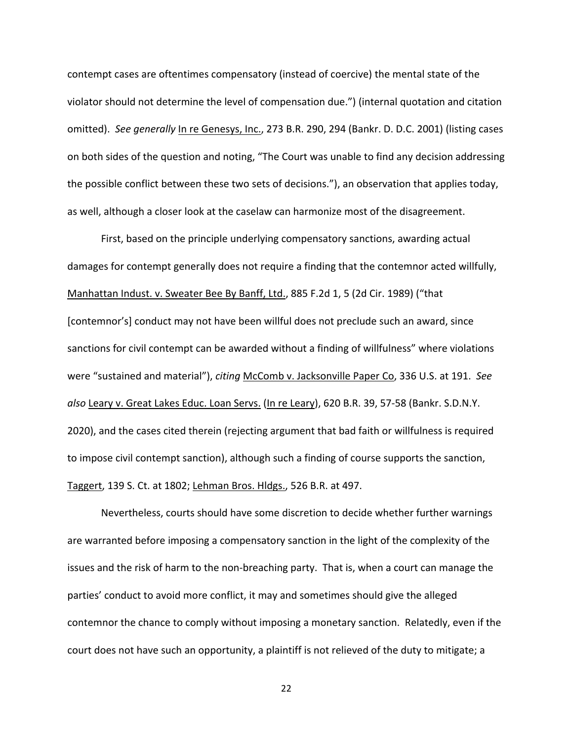contempt cases are oftentimes compensatory (instead of coercive) the mental state of the violator should not determine the level of compensation due.") (internal quotation and citation omitted). *See generally* In re Genesys, Inc., 273 B.R. 290, 294 (Bankr. D. D.C. 2001) (listing cases on both sides of the question and noting, "The Court was unable to find any decision addressing the possible conflict between these two sets of decisions."), an observation that applies today, as well, although a closer look at the caselaw can harmonize most of the disagreement.

First, based on the principle underlying compensatory sanctions, awarding actual damages for contempt generally does not require a finding that the contemnor acted willfully, Manhattan Indust. v. Sweater Bee By Banff, Ltd., 885 F.2d 1, 5 (2d Cir. 1989) ("that [contemnor's] conduct may not have been willful does not preclude such an award, since sanctions for civil contempt can be awarded without a finding of willfulness" where violations were "sustained and material"), *citing* McComb v. Jacksonville Paper Co, 336 U.S. at 191. *See also* Leary v. Great Lakes Educ. Loan Servs. (In re Leary), 620 B.R. 39, 57-58 (Bankr. S.D.N.Y. 2020), and the cases cited therein (rejecting argument that bad faith or willfulness is required to impose civil contempt sanction), although such a finding of course supports the sanction, Taggert, 139 S. Ct. at 1802; Lehman Bros. Hldgs., 526 B.R. at 497.

Nevertheless, courts should have some discretion to decide whether further warnings are warranted before imposing a compensatory sanction in the light of the complexity of the issues and the risk of harm to the non-breaching party. That is, when a court can manage the parties' conduct to avoid more conflict, it may and sometimes should give the alleged contemnor the chance to comply without imposing a monetary sanction. Relatedly, even if the court does not have such an opportunity, a plaintiff is not relieved of the duty to mitigate; a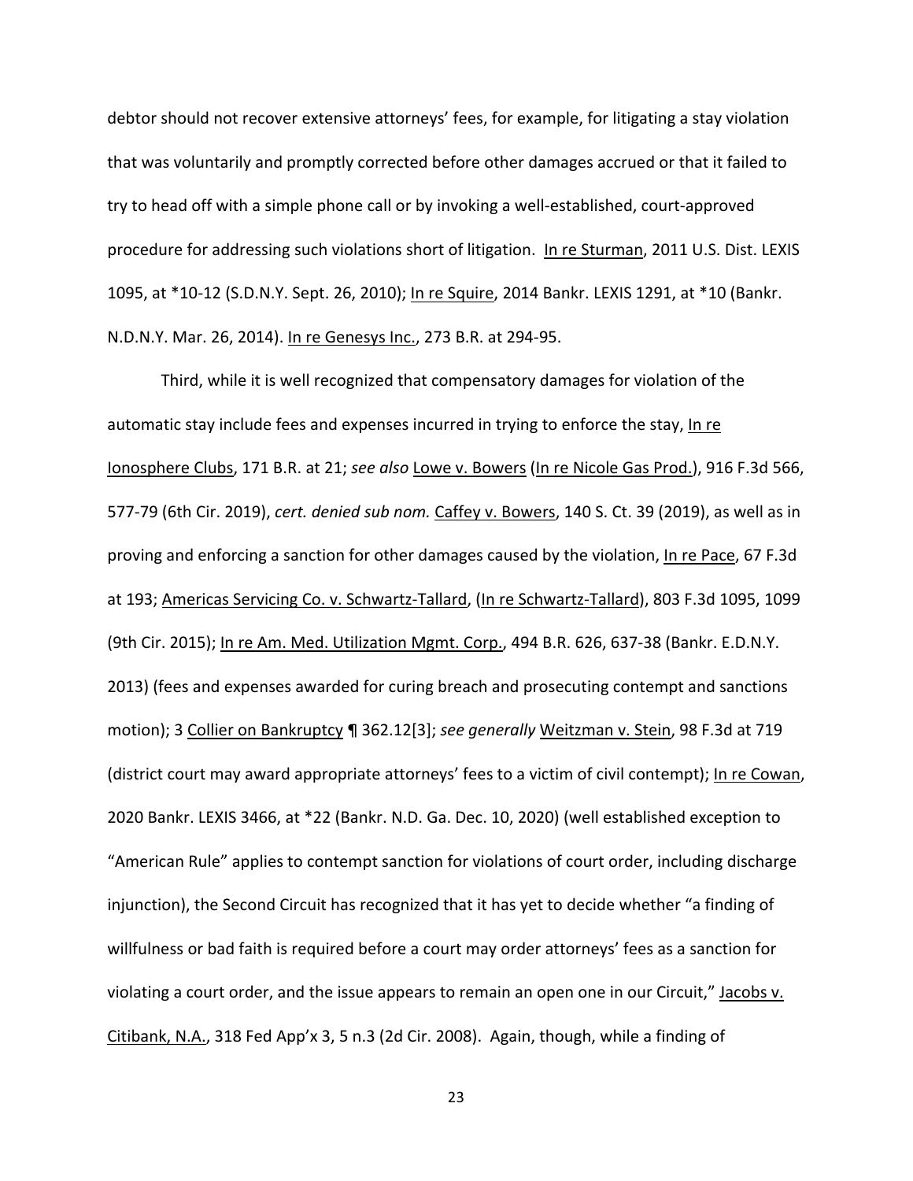debtor should not recover extensive attorneys' fees, for example, for litigating a stay violation that was voluntarily and promptly corrected before other damages accrued or that it failed to try to head off with a simple phone call or by invoking a well-established, court-approved procedure for addressing such violations short of litigation. In re Sturman, 2011 U.S. Dist. LEXIS 1095, at *10-12 (S.D.N.Y. Sept. 26, 2010); In re Squire, 2014 Bankr. LEXIS 1291, at *10 (Bankr. N.D.N.Y. Mar. 26, 2014). In re Genesys Inc., 273 B.R. at 294-95.

Third, while it is well recognized that compensatory damages for violation of the automatic stay include fees and expenses incurred in trying to enforce the stay, In re Ionosphere Clubs, 171 B.R. at 21; *see also* Lowe v. Bowers (In re Nicole Gas Prod.), 916 F.3d 566, 577-79 (6th Cir. 2019), *cert. denied sub nom.* Caffey v. Bowers, 140 S. Ct. 39 (2019), as well as in proving and enforcing a sanction for other damages caused by the violation, In re Pace, 67 F.3d at 193; Americas Servicing Co. v. Schwartz-Tallard, (In re Schwartz-Tallard), 803 F.3d 1095, 1099 (9th Cir. 2015); In re Am. Med. Utilization Mgmt. Corp., 494 B.R. 626, 637-38 (Bankr. E.D.N.Y. 2013) (fees and expenses awarded for curing breach and prosecuting contempt and sanctions motion); 3 Collier on Bankruptcy ¶ 362.12[3]; *see generally* Weitzman v. Stein, 98 F.3d at 719 (district court may award appropriate attorneys' fees to a victim of civil contempt); In re Cowan, 2020 Bankr. LEXIS 3466, at *22 (Bankr. N.D. Ga. Dec. 10, 2020) (well established exception to "American Rule" applies to contempt sanction for violations of court order, including discharge injunction), the Second Circuit has recognized that it has yet to decide whether "a finding of willfulness or bad faith is required before a court may order attorneys' fees as a sanction for violating a court order, and the issue appears to remain an open one in our Circuit," Jacobs v. Citibank, N.A., 318 Fed App'x 3, 5 n.3 (2d Cir. 2008). Again, though, while a finding of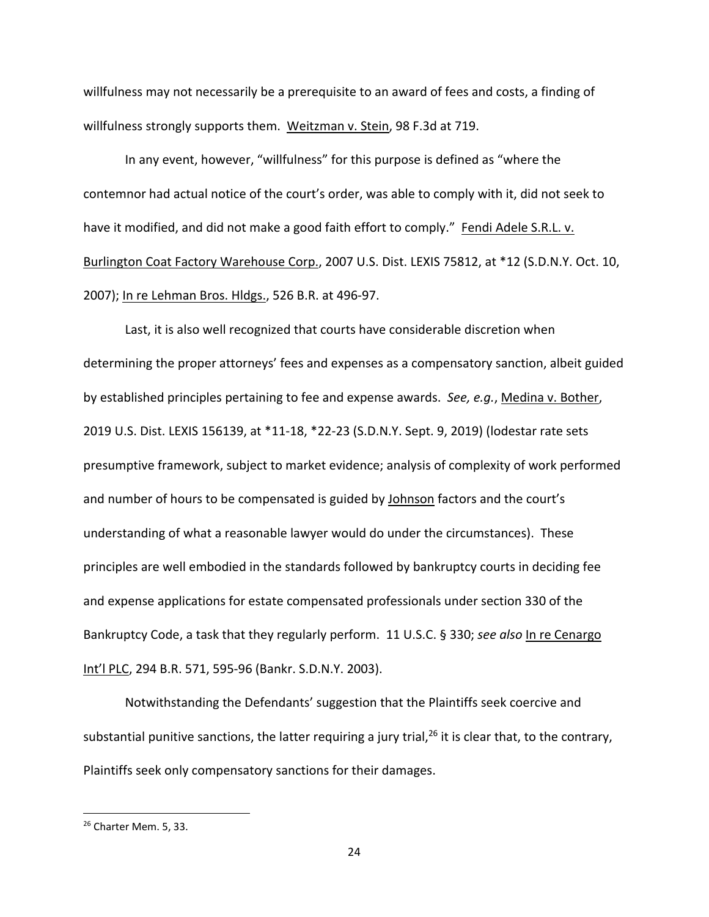willfulness may not necessarily be a prerequisite to an award of fees and costs, a finding of willfulness strongly supports them. Weitzman v. Stein, 98 F.3d at 719.

In any event, however, "willfulness" for this purpose is defined as "where the contemnor had actual notice of the court's order, was able to comply with it, did not seek to have it modified, and did not make a good faith effort to comply." Fendi Adele S.R.L. v. Burlington Coat Factory Warehouse Corp., 2007 U.S. Dist. LEXIS 75812, at *12 (S.D.N.Y. Oct. 10, 2007); In re Lehman Bros. Hldgs., 526 B.R. at 496-97.

Last, it is also well recognized that courts have considerable discretion when determining the proper attorneys' fees and expenses as a compensatory sanction, albeit guided by established principles pertaining to fee and expense awards. *See, e.g.*, Medina v. Bother, 2019 U.S. Dist. LEXIS 156139, at *11-18, *22-23 (S.D.N.Y. Sept. 9, 2019) (lodestar rate sets presumptive framework, subject to market evidence; analysis of complexity of work performed and number of hours to be compensated is guided by Johnson factors and the court's understanding of what a reasonable lawyer would do under the circumstances). These principles are well embodied in the standards followed by bankruptcy courts in deciding fee and expense applications for estate compensated professionals under section 330 of the Bankruptcy Code, a task that they regularly perform. 11 U.S.C. § 330; *see also* In re Cenargo Int'l PLC, 294 B.R. 571, 595-96 (Bankr. S.D.N.Y. 2003).

Notwithstanding the Defendants' suggestion that the Plaintiffs seek coercive and substantial punitive sanctions, the latter requiring a jury trial,[26] it is clear that, to the contrary, Plaintiffs seek only compensatory sanctions for their damages.

---

[26] Charter Mem. 5, 33.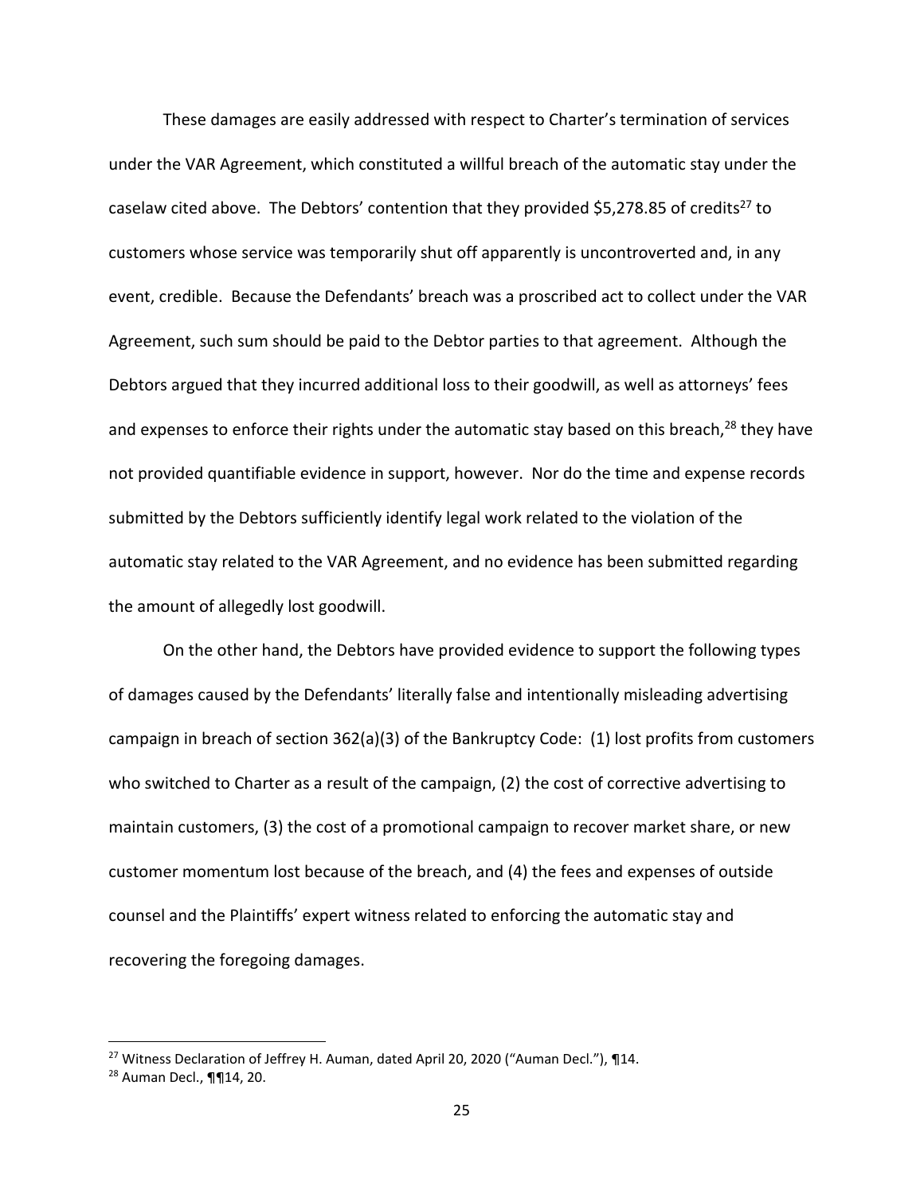These damages are easily addressed with respect to Charter's termination of services under the VAR Agreement, which constituted a willful breach of the automatic stay under the caselaw cited above. The Debtors' contention that they provided $5,278.85 of credits[27] to customers whose service was temporarily shut off apparently is uncontroverted and, in any event, credible. Because the Defendants' breach was a proscribed act to collect under the VAR Agreement, such sum should be paid to the Debtor parties to that agreement. Although the Debtors argued that they incurred additional loss to their goodwill, as well as attorneys' fees and expenses to enforce their rights under the automatic stay based on this breach,[28] they have not provided quantifiable evidence in support, however. Nor do the time and expense records submitted by the Debtors sufficiently identify legal work related to the violation of the automatic stay related to the VAR Agreement, and no evidence has been submitted regarding the amount of allegedly lost goodwill.

On the other hand, the Debtors have provided evidence to support the following types of damages caused by the Defendants' literally false and intentionally misleading advertising campaign in breach of section 362(a)(3) of the Bankruptcy Code: (1) lost profits from customers who switched to Charter as a result of the campaign, (2) the cost of corrective advertising to maintain customers, (3) the cost of a promotional campaign to recover market share, or new customer momentum lost because of the breach, and (4) the fees and expenses of outside counsel and the Plaintiffs' expert witness related to enforcing the automatic stay and recovering the foregoing damages.

---

[27] Witness Declaration of Jeffrey H. Auman, dated April 20, 2020 ("Auman Decl."), ¶14.

[28] Auman Decl., ¶¶14, 20.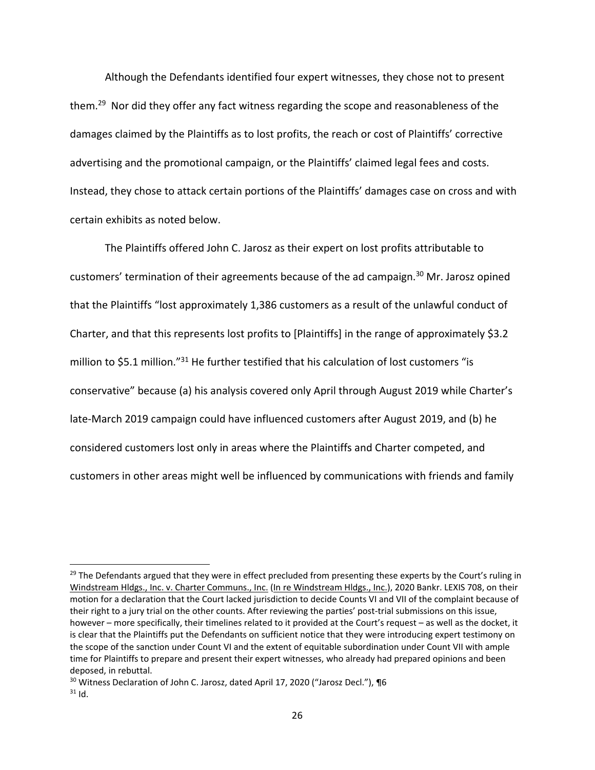Although the Defendants identified four expert witnesses, they chose not to present them.[29] Nor did they offer any fact witness regarding the scope and reasonableness of the damages claimed by the Plaintiffs as to lost profits, the reach or cost of Plaintiffs' corrective advertising and the promotional campaign, or the Plaintiffs' claimed legal fees and costs. Instead, they chose to attack certain portions of the Plaintiffs' damages case on cross and with certain exhibits as noted below.

The Plaintiffs offered John C. Jarosz as their expert on lost profits attributable to customers' termination of their agreements because of the ad campaign.[30] Mr. Jarosz opined that the Plaintiffs "lost approximately 1,386 customers as a result of the unlawful conduct of Charter, and that this represents lost profits to [Plaintiffs] in the range of approximately $3.2 million to $5.1 million."[31] He further testified that his calculation of lost customers "is conservative" because (a) his analysis covered only April through August 2019 while Charter's late-March 2019 campaign could have influenced customers after August 2019, and (b) he considered customers lost only in areas where the Plaintiffs and Charter competed, and customers in other areas might well be influenced by communications with friends and family

[29] The Defendants argued that they were in effect precluded from presenting these experts by the Court's ruling in Windstream Hldgs., Inc. v. Charter Communs., Inc. (In re Windstream Hldgs., Inc.), 2020 Bankr. LEXIS 708, on their motion for a declaration that the Court lacked jurisdiction to decide Counts VI and VII of the complaint because of their right to a jury trial on the other counts. After reviewing the parties' post-trial submissions on this issue, however – more specifically, their timelines related to it provided at the Court's request – as well as the docket, it is clear that the Plaintiffs put the Defendants on sufficient notice that they were introducing expert testimony on the scope of the sanction under Count VI and the extent of equitable subordination under Count VII with ample time for Plaintiffs to prepare and present their expert witnesses, who already had prepared opinions and been deposed, in rebuttal.

[30] Witness Declaration of John C. Jarosz, dated April 17, 2020 ("Jarosz Decl."), ¶6

[31] Id.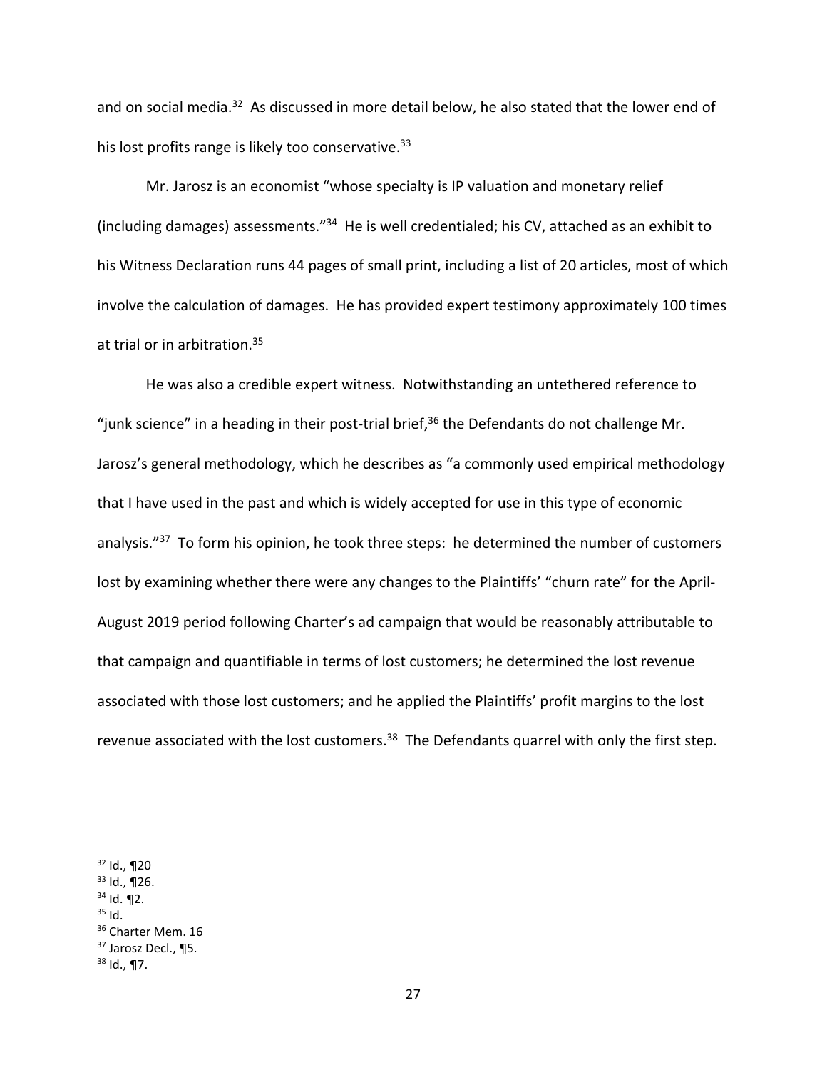and on social media.[32] As discussed in more detail below, he also stated that the lower end of his lost profits range is likely too conservative.[33]

Mr. Jarosz is an economist "whose specialty is IP valuation and monetary relief (including damages) assessments."[34] He is well credentialed; his CV, attached as an exhibit to his Witness Declaration runs 44 pages of small print, including a list of 20 articles, most of which involve the calculation of damages. He has provided expert testimony approximately 100 times at trial or in arbitration.[35]

He was also a credible expert witness. Notwithstanding an untethered reference to "junk science" in a heading in their post-trial brief,[36] the Defendants do not challenge Mr. Jarosz's general methodology, which he describes as "a commonly used empirical methodology that I have used in the past and which is widely accepted for use in this type of economic analysis."[37] To form his opinion, he took three steps: he determined the number of customers lost by examining whether there were any changes to the Plaintiffs' "churn rate" for the April-August 2019 period following Charter's ad campaign that would be reasonably attributable to that campaign and quantifiable in terms of lost customers; he determined the lost revenue associated with those lost customers; and he applied the Plaintiffs' profit margins to the lost revenue associated with the lost customers.[38] The Defendants quarrel with only the first step.

---

[32] Id., ¶20

[33] Id., ¶26.

[34] Id. ¶2.

[35] Id.

[36] Charter Mem. 16

[37] Jarosz Decl., ¶5.

[38] Id., ¶7.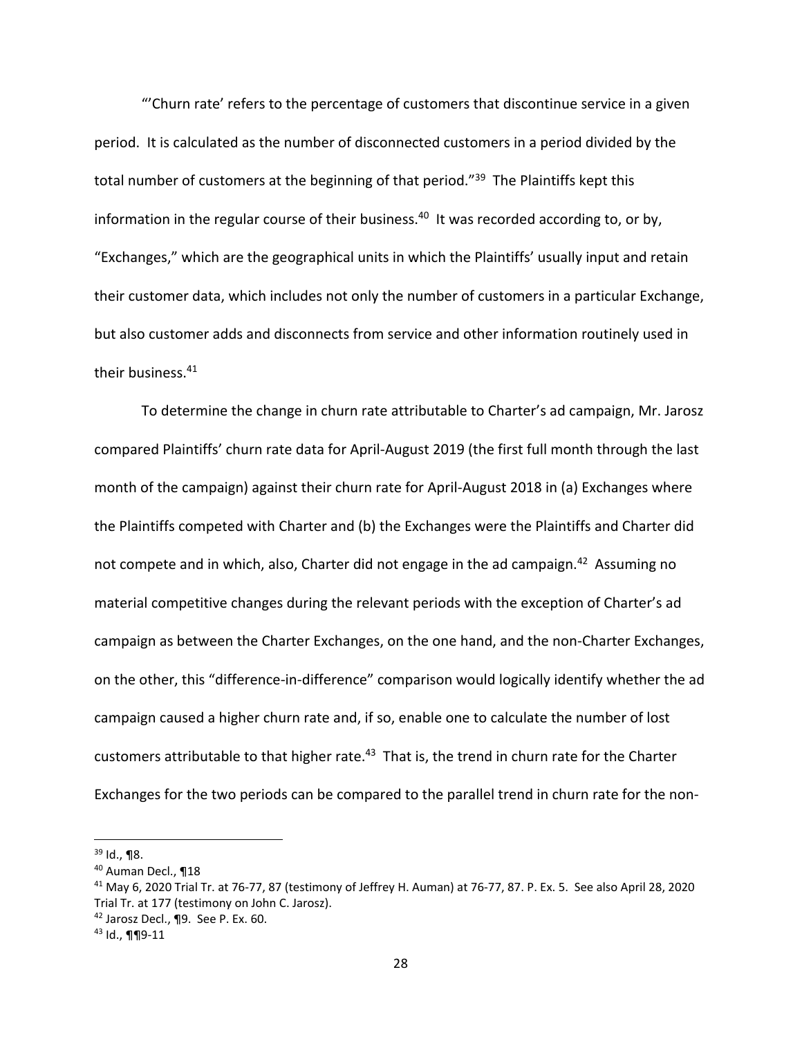"'Churn rate' refers to the percentage of customers that discontinue service in a given period. It is calculated as the number of disconnected customers in a period divided by the total number of customers at the beginning of that period."[39] The Plaintiffs kept this information in the regular course of their business.[40] It was recorded according to, or by, "Exchanges," which are the geographical units in which the Plaintiffs' usually input and retain their customer data, which includes not only the number of customers in a particular Exchange, but also customer adds and disconnects from service and other information routinely used in their business.[41]

To determine the change in churn rate attributable to Charter's ad campaign, Mr. Jarosz compared Plaintiffs' churn rate data for April-August 2019 (the first full month through the last month of the campaign) against their churn rate for April-August 2018 in (a) Exchanges where the Plaintiffs competed with Charter and (b) the Exchanges were the Plaintiffs and Charter did not compete and in which, also, Charter did not engage in the ad campaign.[42] Assuming no material competitive changes during the relevant periods with the exception of Charter's ad campaign as between the Charter Exchanges, on the one hand, and the non-Charter Exchanges, on the other, this "difference-in-difference" comparison would logically identify whether the ad campaign caused a higher churn rate and, if so, enable one to calculate the number of lost customers attributable to that higher rate.[43] That is, the trend in churn rate for the Charter Exchanges for the two periods can be compared to the parallel trend in churn rate for the non-

---

[39] Id., ¶8.

[40] Auman Decl., ¶18

[41] May 6, 2020 Trial Tr. at 76-77, 87 (testimony of Jeffrey H. Auman) at 76-77, 87. P. Ex. 5. See also April 28, 2020 Trial Tr. at 177 (testimony on John C. Jarosz).

[42] Jarosz Decl., ¶9. See P. Ex. 60.

[43] Id., ¶¶9-11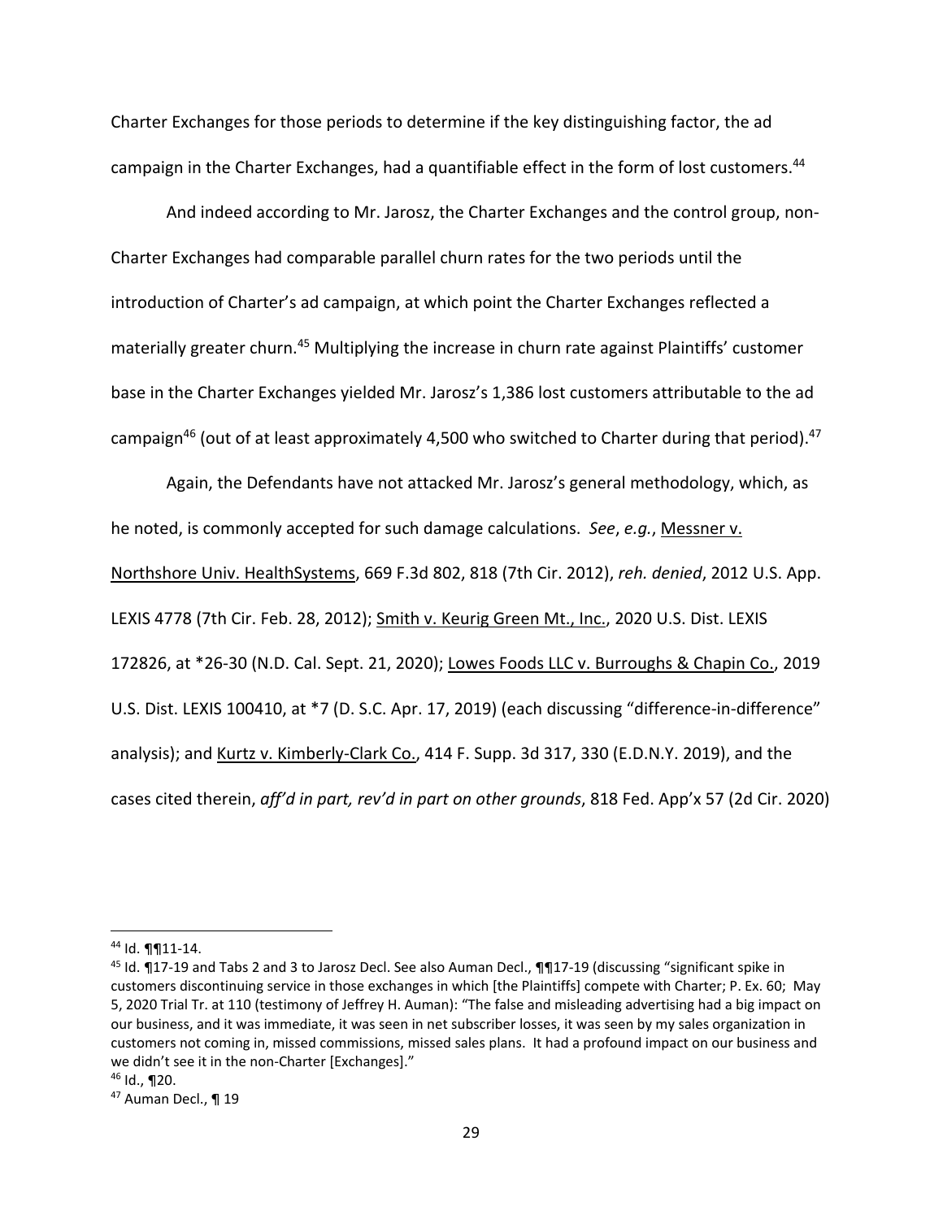Charter Exchanges for those periods to determine if the key distinguishing factor, the ad campaign in the Charter Exchanges, had a quantifiable effect in the form of lost customers.[44]

And indeed according to Mr. Jarosz, the Charter Exchanges and the control group, non-Charter Exchanges had comparable parallel churn rates for the two periods until the introduction of Charter's ad campaign, at which point the Charter Exchanges reflected a materially greater churn.[45] Multiplying the increase in churn rate against Plaintiffs' customer base in the Charter Exchanges yielded Mr. Jarosz's 1,386 lost customers attributable to the ad campaign[46] (out of at least approximately 4,500 who switched to Charter during that period).[47]

Again, the Defendants have not attacked Mr. Jarosz's general methodology, which, as he noted, is commonly accepted for such damage calculations. *See*, *e.g.*, Messner v. Northshore Univ. HealthSystems, 669 F.3d 802, 818 (7th Cir. 2012), *reh. denied*, 2012 U.S. App. LEXIS 4778 (7th Cir. Feb. 28, 2012); Smith v. Keurig Green Mt., Inc., 2020 U.S. Dist. LEXIS 172826, at *26-30 (N.D. Cal. Sept. 21, 2020); Lowes Foods LLC v. Burroughs & Chapin Co., 2019 U.S. Dist. LEXIS 100410, at *7 (D. S.C. Apr. 17, 2019) (each discussing "difference-in-difference" analysis); and Kurtz v. Kimberly-Clark Co., 414 F. Supp. 3d 317, 330 (E.D.N.Y. 2019), and the cases cited therein, *aff'd in part, rev'd in part on other grounds*, 818 Fed. App'x 57 (2d Cir. 2020)

---

[44] Id. ¶¶11-14.

[45] Id. ¶17-19 and Tabs 2 and 3 to Jarosz Decl. See also Auman Decl., ¶¶17-19 (discussing "significant spike in customers discontinuing service in those exchanges in which [the Plaintiffs] compete with Charter; P. Ex. 60; May 5, 2020 Trial Tr. at 110 (testimony of Jeffrey H. Auman): "The false and misleading advertising had a big impact on our business, and it was immediate, it was seen in net subscriber losses, it was seen by my sales organization in customers not coming in, missed commissions, missed sales plans. It had a profound impact on our business and we didn't see it in the non-Charter [Exchanges]."

[46] Id., ¶20.

[47] Auman Decl., ¶ 19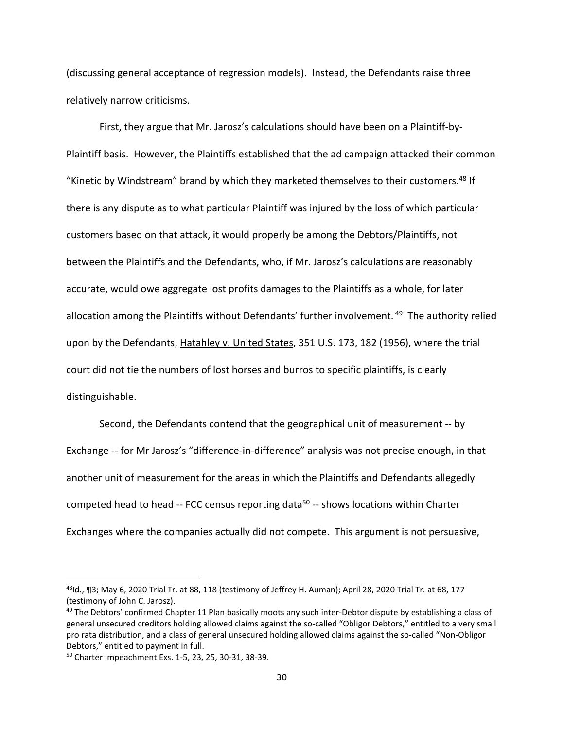(discussing general acceptance of regression models). Instead, the Defendants raise three relatively narrow criticisms.

First, they argue that Mr. Jarosz's calculations should have been on a Plaintiff-by-Plaintiff basis. However, the Plaintiffs established that the ad campaign attacked their common "Kinetic by Windstream" brand by which they marketed themselves to their customers.[48] If there is any dispute as to what particular Plaintiff was injured by the loss of which particular customers based on that attack, it would properly be among the Debtors/Plaintiffs, not between the Plaintiffs and the Defendants, who, if Mr. Jarosz's calculations are reasonably accurate, would owe aggregate lost profits damages to the Plaintiffs as a whole, for later allocation among the Plaintiffs without Defendants' further involvement.[49] The authority relied upon by the Defendants, Hatahley v. United States, 351 U.S. 173, 182 (1956), where the trial court did not tie the numbers of lost horses and burros to specific plaintiffs, is clearly distinguishable.

Second, the Defendants contend that the geographical unit of measurement -- by Exchange -- for Mr Jarosz's "difference-in-difference" analysis was not precise enough, in that another unit of measurement for the areas in which the Plaintiffs and Defendants allegedly competed head to head -- FCC census reporting data[50] -- shows locations within Charter Exchanges where the companies actually did not compete. This argument is not persuasive,

---

[48] Id., ¶3; May 6, 2020 Trial Tr. at 88, 118 (testimony of Jeffrey H. Auman); April 28, 2020 Trial Tr. at 68, 177 (testimony of John C. Jarosz).

[49] The Debtors' confirmed Chapter 11 Plan basically moots any such inter-Debtor dispute by establishing a class of general unsecured creditors holding allowed claims against the so-called "Obligor Debtors," entitled to a very small pro rata distribution, and a class of general unsecured holding allowed claims against the so-called "Non-Obligor Debtors," entitled to payment in full.

[50] Charter Impeachment Exs. 1-5, 23, 25, 30-31, 38-39.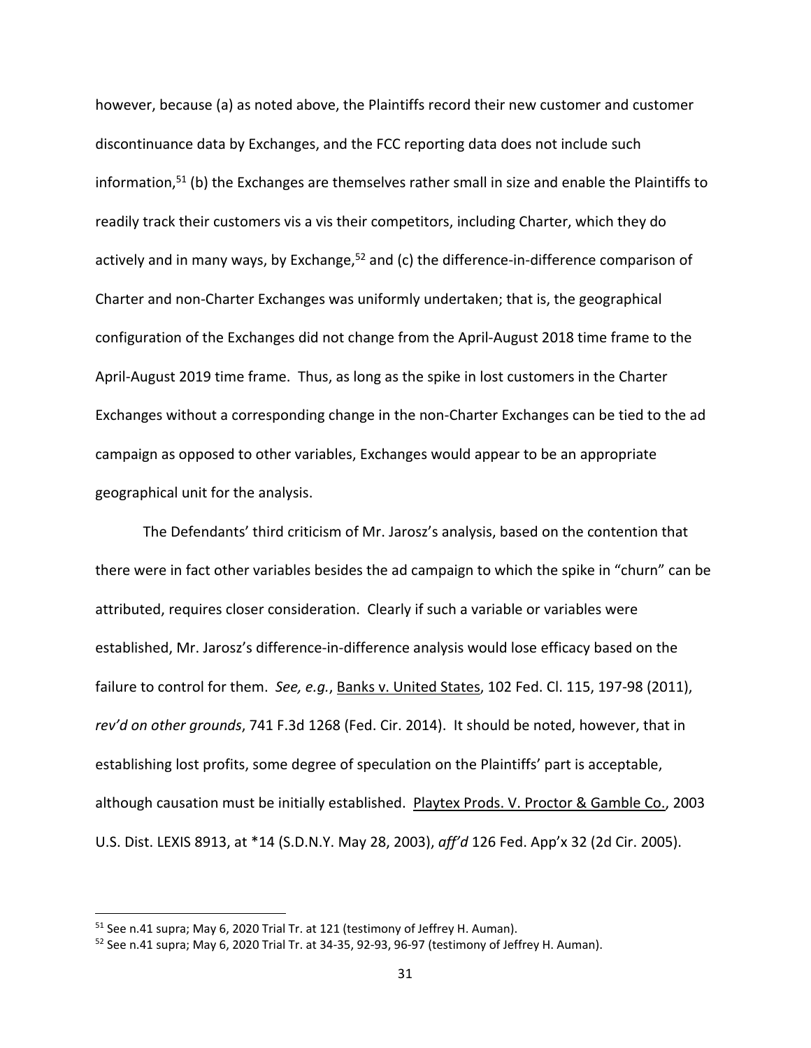however, because (a) as noted above, the Plaintiffs record their new customer and customer discontinuance data by Exchanges, and the FCC reporting data does not include such information,[51] (b) the Exchanges are themselves rather small in size and enable the Plaintiffs to readily track their customers vis a vis their competitors, including Charter, which they do actively and in many ways, by Exchange,[52] and (c) the difference-in-difference comparison of Charter and non-Charter Exchanges was uniformly undertaken; that is, the geographical configuration of the Exchanges did not change from the April-August 2018 time frame to the April-August 2019 time frame. Thus, as long as the spike in lost customers in the Charter Exchanges without a corresponding change in the non-Charter Exchanges can be tied to the ad campaign as opposed to other variables, Exchanges would appear to be an appropriate geographical unit for the analysis.

The Defendants' third criticism of Mr. Jarosz's analysis, based on the contention that there were in fact other variables besides the ad campaign to which the spike in "churn" can be attributed, requires closer consideration. Clearly if such a variable or variables were established, Mr. Jarosz's difference-in-difference analysis would lose efficacy based on the failure to control for them. *See, e.g.*, Banks v. United States, 102 Fed. Cl. 115, 197-98 (2011), *rev'd on other grounds*, 741 F.3d 1268 (Fed. Cir. 2014). It should be noted, however, that in establishing lost profits, some degree of speculation on the Plaintiffs' part is acceptable, although causation must be initially established. Playtex Prods. V. Proctor & Gamble Co., 2003 U.S. Dist. LEXIS 8913, at *14 (S.D.N.Y. May 28, 2003), *aff'd* 126 Fed. App'x 32 (2d Cir. 2005).

---

[51] See n.41 supra; May 6, 2020 Trial Tr. at 121 (testimony of Jeffrey H. Auman).

[52] See n.41 supra; May 6, 2020 Trial Tr. at 34-35, 92-93, 96-97 (testimony of Jeffrey H. Auman).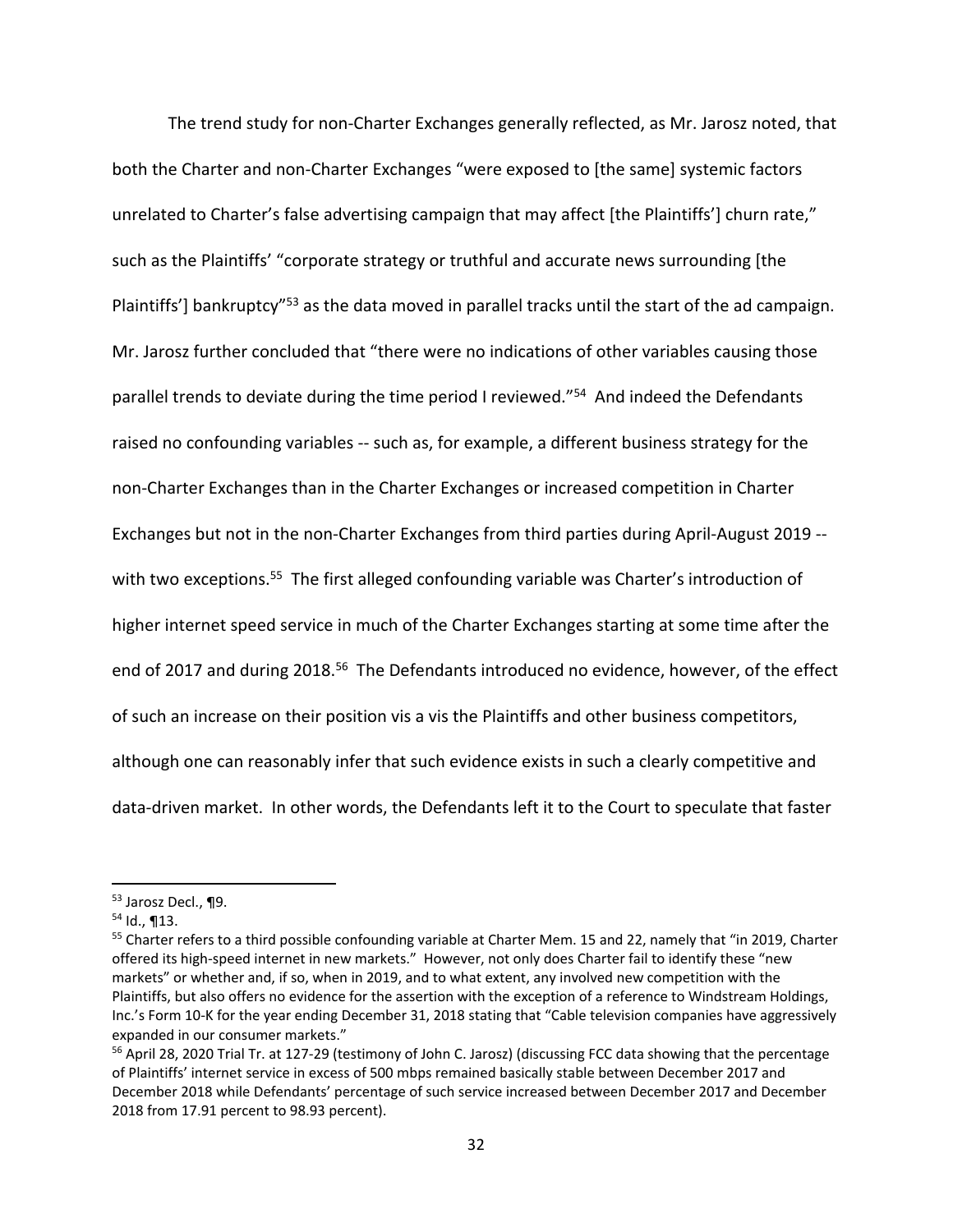The trend study for non-Charter Exchanges generally reflected, as Mr. Jarosz noted, that both the Charter and non-Charter Exchanges "were exposed to [the same] systemic factors unrelated to Charter's false advertising campaign that may affect [the Plaintiffs'] churn rate," such as the Plaintiffs' "corporate strategy or truthful and accurate news surrounding [the Plaintiffs'] bankruptcy"[53] as the data moved in parallel tracks until the start of the ad campaign. Mr. Jarosz further concluded that "there were no indications of other variables causing those parallel trends to deviate during the time period I reviewed."[54] And indeed the Defendants raised no confounding variables -- such as, for example, a different business strategy for the non-Charter Exchanges than in the Charter Exchanges or increased competition in Charter Exchanges but not in the non-Charter Exchanges from third parties during April-August 2019 -- with two exceptions.[55] The first alleged confounding variable was Charter's introduction of higher internet speed service in much of the Charter Exchanges starting at some time after the end of 2017 and during 2018.[56] The Defendants introduced no evidence, however, of the effect of such an increase on their position vis a vis the Plaintiffs and other business competitors, although one can reasonably infer that such evidence exists in such a clearly competitive and data-driven market. In other words, the Defendants left it to the Court to speculate that faster

---

[53] Jarosz Decl., ¶9.

[54] Id., ¶13.

[55] Charter refers to a third possible confounding variable at Charter Mem. 15 and 22, namely that "in 2019, Charter offered its high-speed internet in new markets." However, not only does Charter fail to identify these "new markets" or whether and, if so, when in 2019, and to what extent, any involved new competition with the Plaintiffs, but also offers no evidence for the assertion with the exception of a reference to Windstream Holdings, Inc.'s Form 10-K for the year ending December 31, 2018 stating that "Cable television companies have aggressively expanded in our consumer markets."

[56] April 28, 2020 Trial Tr. at 127-29 (testimony of John C. Jarosz) (discussing FCC data showing that the percentage of Plaintiffs' internet service in excess of 500 mbps remained basically stable between December 2017 and December 2018 while Defendants' percentage of such service increased between December 2017 and December 2018 from 17.91 percent to 98.93 percent).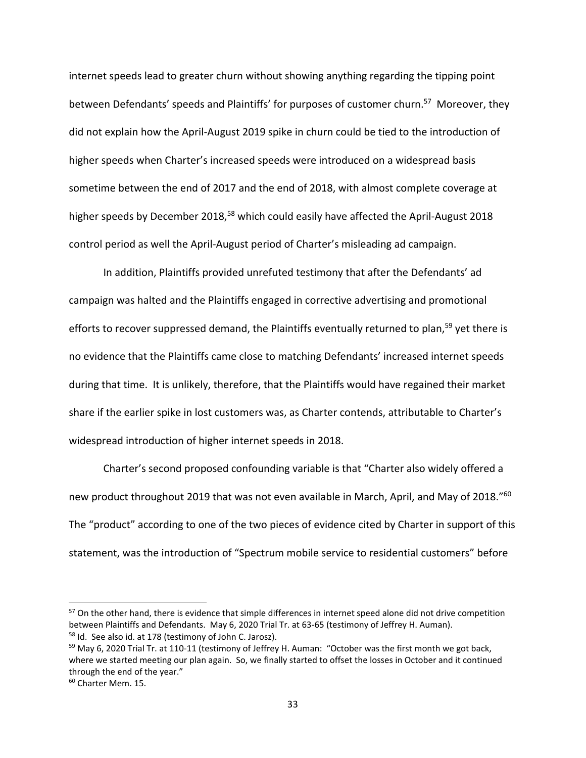internet speeds lead to greater churn without showing anything regarding the tipping point between Defendants' speeds and Plaintiffs' for purposes of customer churn.[57] Moreover, they did not explain how the April-August 2019 spike in churn could be tied to the introduction of higher speeds when Charter's increased speeds were introduced on a widespread basis sometime between the end of 2017 and the end of 2018, with almost complete coverage at higher speeds by December 2018,[58] which could easily have affected the April-August 2018 control period as well the April-August period of Charter's misleading ad campaign.

In addition, Plaintiffs provided unrefuted testimony that after the Defendants' ad campaign was halted and the Plaintiffs engaged in corrective advertising and promotional efforts to recover suppressed demand, the Plaintiffs eventually returned to plan,[59] yet there is no evidence that the Plaintiffs came close to matching Defendants' increased internet speeds during that time. It is unlikely, therefore, that the Plaintiffs would have regained their market share if the earlier spike in lost customers was, as Charter contends, attributable to Charter's widespread introduction of higher internet speeds in 2018.

Charter's second proposed confounding variable is that "Charter also widely offered a new product throughout 2019 that was not even available in March, April, and May of 2018."[60] The "product" according to one of the two pieces of evidence cited by Charter in support of this statement, was the introduction of "Spectrum mobile service to residential customers" before

---

[57] On the other hand, there is evidence that simple differences in internet speed alone did not drive competition between Plaintiffs and Defendants. May 6, 2020 Trial Tr. at 63-65 (testimony of Jeffrey H. Auman).

[58] Id. See also id. at 178 (testimony of John C. Jarosz).

[59] May 6, 2020 Trial Tr. at 110-11 (testimony of Jeffrey H. Auman: "October was the first month we got back, where we started meeting our plan again. So, we finally started to offset the losses in October and it continued through the end of the year."

[60] Charter Mem. 15.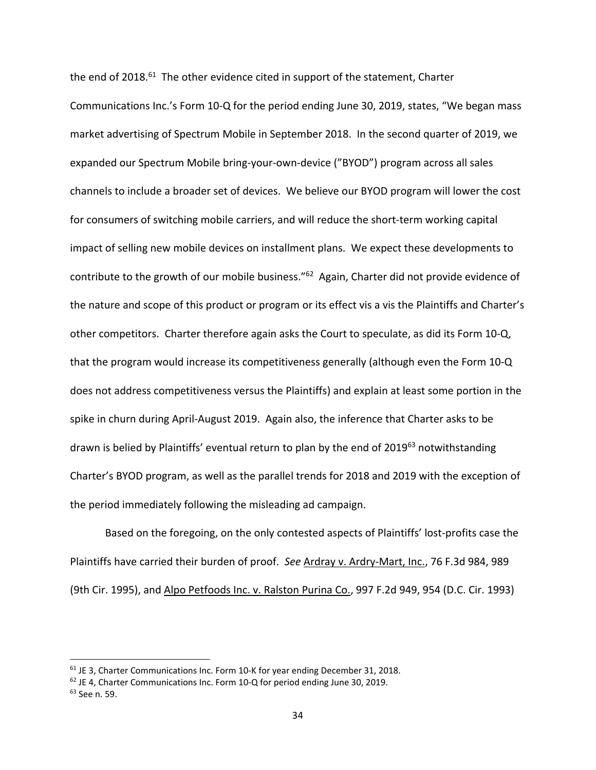the end of 2018.[61] The other evidence cited in support of the statement, Charter Communications Inc.'s Form 10-Q for the period ending June 30, 2019, states, "We began mass market advertising of Spectrum Mobile in September 2018. In the second quarter of 2019, we expanded our Spectrum Mobile bring-your-own-device ("BYOD") program across all sales channels to include a broader set of devices. We believe our BYOD program will lower the cost for consumers of switching mobile carriers, and will reduce the short-term working capital impact of selling new mobile devices on installment plans. We expect these developments to contribute to the growth of our mobile business."[62] Again, Charter did not provide evidence of the nature and scope of this product or program or its effect vis a vis the Plaintiffs and Charter's other competitors. Charter therefore again asks the Court to speculate, as did its Form 10-Q, that the program would increase its competitiveness generally (although even the Form 10-Q does not address competitiveness versus the Plaintiffs) and explain at least some portion in the spike in churn during April-August 2019. Again also, the inference that Charter asks to be drawn is belied by Plaintiffs' eventual return to plan by the end of 2019[63] notwithstanding Charter's BYOD program, as well as the parallel trends for 2018 and 2019 with the exception of the period immediately following the misleading ad campaign.

Based on the foregoing, on the only contested aspects of Plaintiffs' lost-profits case the Plaintiffs have carried their burden of proof. *See* Ardray v. Ardry-Mart, Inc., 76 F.3d 984, 989 (9th Cir. 1995), and Alpo Petfoods Inc. v. Ralston Purina Co., 997 F.2d 949, 954 (D.C. Cir. 1993)

---

[61] JE 3, Charter Communications Inc. Form 10-K for year ending December 31, 2018.

[62] JE 4, Charter Communications Inc. Form 10-Q for period ending June 30, 2019.

[63] See n. 59.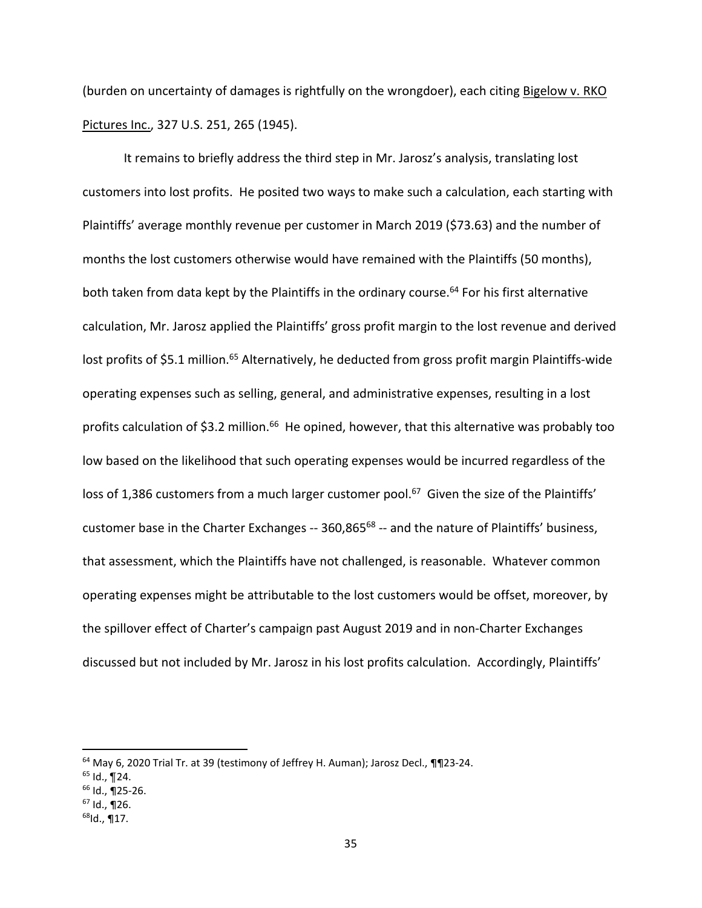(burden on uncertainty of damages is rightfully on the wrongdoer), each citing Bigelow v. RKO Pictures Inc., 327 U.S. 251, 265 (1945).

It remains to briefly address the third step in Mr. Jarosz's analysis, translating lost customers into lost profits. He posited two ways to make such a calculation, each starting with Plaintiffs' average monthly revenue per customer in March 2019 ($73.63) and the number of months the lost customers otherwise would have remained with the Plaintiffs (50 months), both taken from data kept by the Plaintiffs in the ordinary course.[64] For his first alternative calculation, Mr. Jarosz applied the Plaintiffs' gross profit margin to the lost revenue and derived lost profits of $5.1 million.[65] Alternatively, he deducted from gross profit margin Plaintiffs-wide operating expenses such as selling, general, and administrative expenses, resulting in a lost profits calculation of $3.2 million.[66] He opined, however, that this alternative was probably too low based on the likelihood that such operating expenses would be incurred regardless of the loss of 1,386 customers from a much larger customer pool.[67] Given the size of the Plaintiffs' customer base in the Charter Exchanges -- 360,865[68] -- and the nature of Plaintiffs' business, that assessment, which the Plaintiffs have not challenged, is reasonable. Whatever common operating expenses might be attributable to the lost customers would be offset, moreover, by the spillover effect of Charter's campaign past August 2019 and in non-Charter Exchanges discussed but not included by Mr. Jarosz in his lost profits calculation. Accordingly, Plaintiffs'

---

[64] May 6, 2020 Trial Tr. at 39 (testimony of Jeffrey H. Auman); Jarosz Decl., ¶¶23-24.

[65] Id., ¶24.

[66] Id., ¶25-26.

[67] Id., ¶26.

[68] Id., ¶17.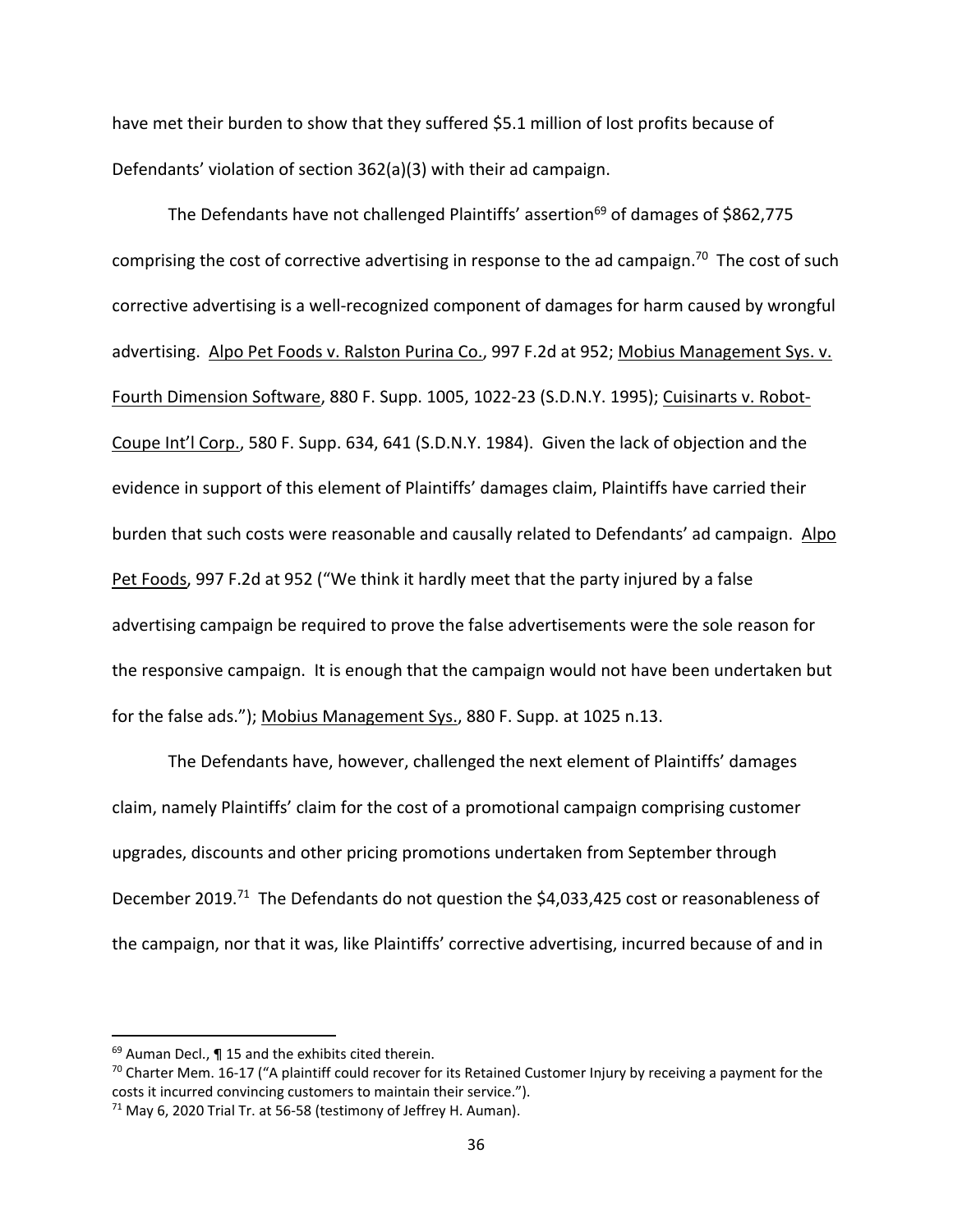have met their burden to show that they suffered $5.1 million of lost profits because of Defendants' violation of section 362(a)(3) with their ad campaign.

The Defendants have not challenged Plaintiffs' assertion[69] of damages of $862,775 comprising the cost of corrective advertising in response to the ad campaign.[70] The cost of such corrective advertising is a well-recognized component of damages for harm caused by wrongful advertising. Alpo Pet Foods v. Ralston Purina Co., 997 F.2d at 952; Mobius Management Sys. v. Fourth Dimension Software, 880 F. Supp. 1005, 1022-23 (S.D.N.Y. 1995); Cuisinarts v. Robot-Coupe Int'l Corp., 580 F. Supp. 634, 641 (S.D.N.Y. 1984). Given the lack of objection and the evidence in support of this element of Plaintiffs' damages claim, Plaintiffs have carried their burden that such costs were reasonable and causally related to Defendants' ad campaign. Alpo Pet Foods, 997 F.2d at 952 ("We think it hardly meet that the party injured by a false advertising campaign be required to prove the false advertisements were the sole reason for the responsive campaign. It is enough that the campaign would not have been undertaken but for the false ads."); Mobius Management Sys., 880 F. Supp. at 1025 n.13.

The Defendants have, however, challenged the next element of Plaintiffs' damages claim, namely Plaintiffs' claim for the cost of a promotional campaign comprising customer upgrades, discounts and other pricing promotions undertaken from September through December 2019.[71] The Defendants do not question the $4,033,425 cost or reasonableness of the campaign, nor that it was, like Plaintiffs' corrective advertising, incurred because of and in

---

[69] Auman Decl., ¶ 15 and the exhibits cited therein.

[70] Charter Mem. 16-17 ("A plaintiff could recover for its Retained Customer Injury by receiving a payment for the costs it incurred convincing customers to maintain their service.").

[71] May 6, 2020 Trial Tr. at 56-58 (testimony of Jeffrey H. Auman).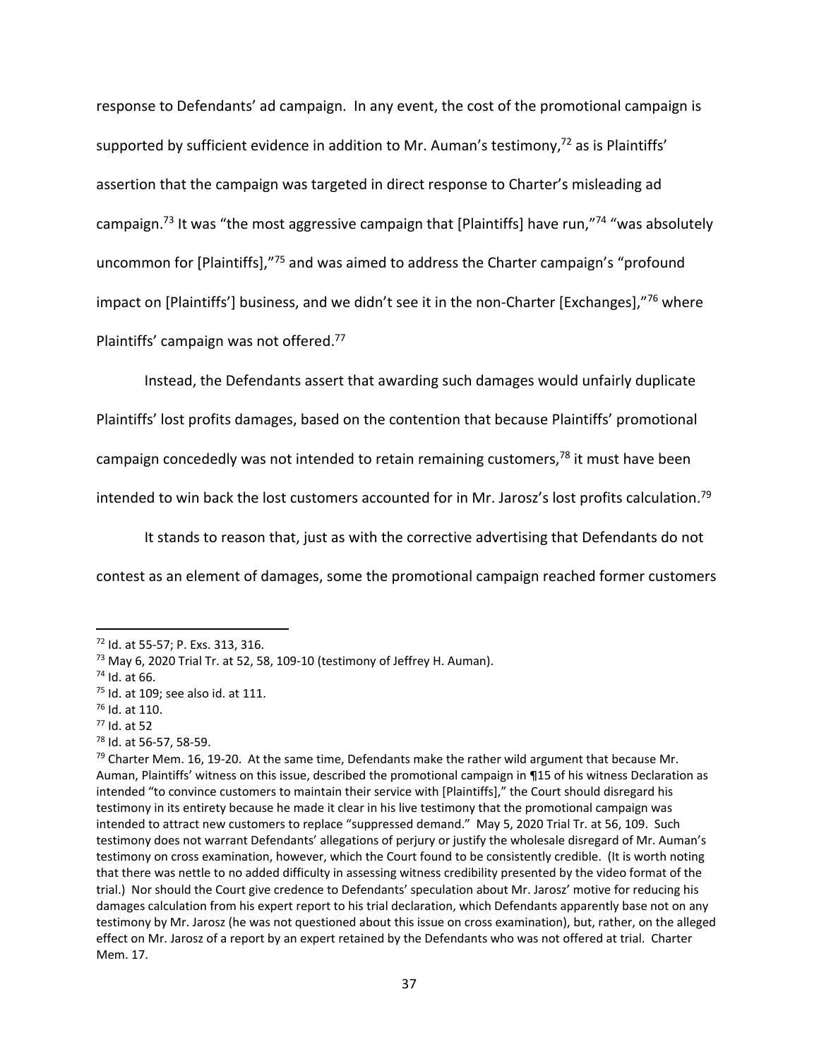response to Defendants' ad campaign. In any event, the cost of the promotional campaign is supported by sufficient evidence in addition to Mr. Auman's testimony,[72] as is Plaintiffs' assertion that the campaign was targeted in direct response to Charter's misleading ad campaign.[73] It was "the most aggressive campaign that [Plaintiffs] have run,"[74] "was absolutely uncommon for [Plaintiffs],"[75] and was aimed to address the Charter campaign's "profound impact on [Plaintiffs'] business, and we didn't see it in the non-Charter [Exchanges],"[76] where Plaintiffs' campaign was not offered.[77]

Instead, the Defendants assert that awarding such damages would unfairly duplicate Plaintiffs' lost profits damages, based on the contention that because Plaintiffs' promotional campaign concededly was not intended to retain remaining customers,[78] it must have been intended to win back the lost customers accounted for in Mr. Jarosz's lost profits calculation.[79]

It stands to reason that, just as with the corrective advertising that Defendants do not contest as an element of damages, some the promotional campaign reached former customers

---

[72] Id. at 55-57; P. Exs. 313, 316.

[73] May 6, 2020 Trial Tr. at 52, 58, 109-10 (testimony of Jeffrey H. Auman).

[74] Id. at 66.

[75] Id. at 109; see also id. at 111.

[76] Id. at 110.

[77] Id. at 52

[78] Id. at 56-57, 58-59.

[79] Charter Mem. 16, 19-20. At the same time, Defendants make the rather wild argument that because Mr. Auman, Plaintiffs' witness on this issue, described the promotional campaign in ¶15 of his witness Declaration as intended "to convince customers to maintain their service with [Plaintiffs]," the Court should disregard his testimony in its entirety because he made it clear in his live testimony that the promotional campaign was intended to attract new customers to replace "suppressed demand." May 5, 2020 Trial Tr. at 56, 109. Such testimony does not warrant Defendants' allegations of perjury or justify the wholesale disregard of Mr. Auman's testimony on cross examination, however, which the Court found to be consistently credible. (It is worth noting that there was nettle to no added difficulty in assessing witness credibility presented by the video format of the trial.) Nor should the Court give credence to Defendants' speculation about Mr. Jarosz' motive for reducing his damages calculation from his expert report to his trial declaration, which Defendants apparently base not on any testimony by Mr. Jarosz (he was not questioned about this issue on cross examination), but, rather, on the alleged effect on Mr. Jarosz of a report by an expert retained by the Defendants who was not offered at trial. Charter Mem. 17.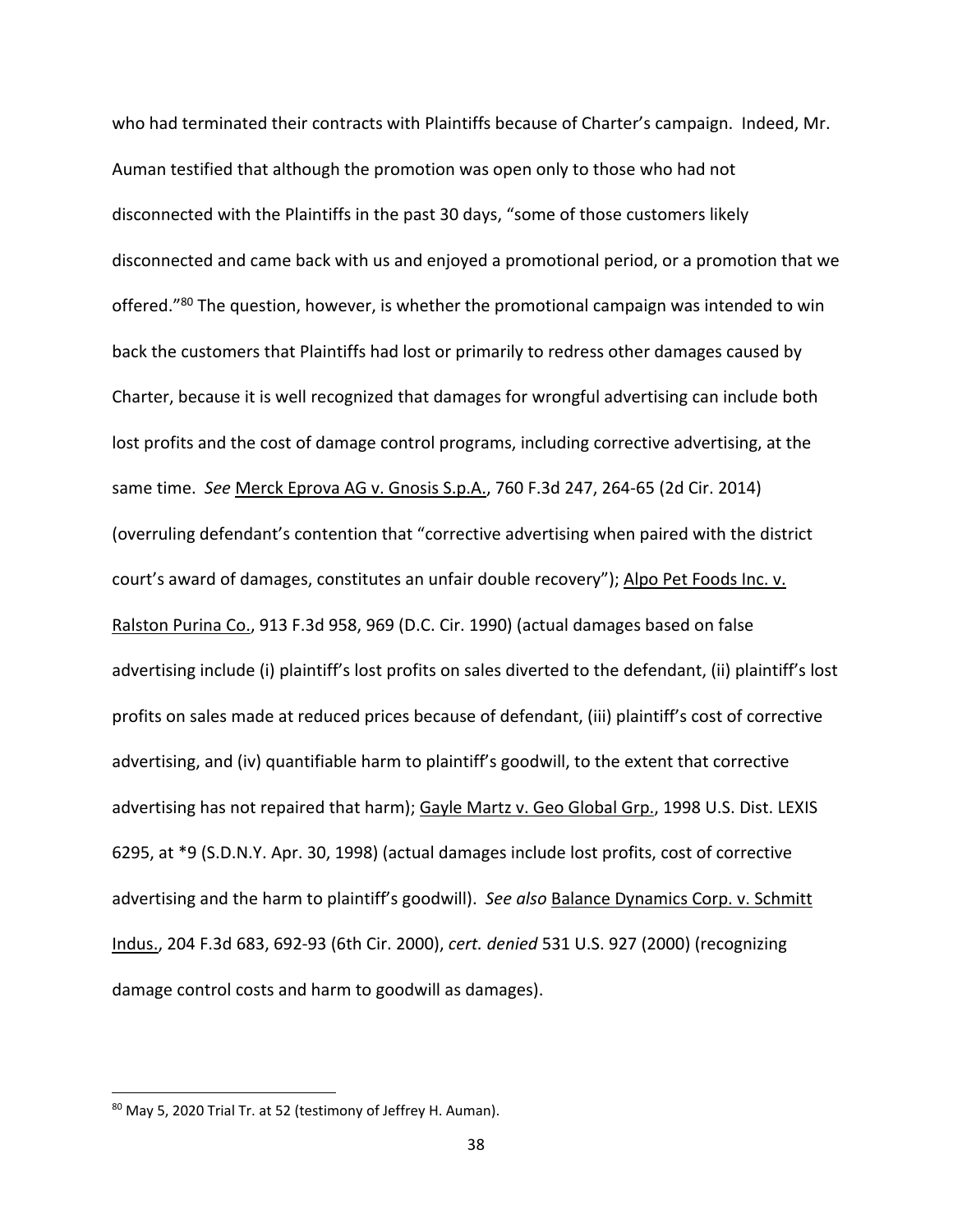who had terminated their contracts with Plaintiffs because of Charter's campaign. Indeed, Mr. Auman testified that although the promotion was open only to those who had not disconnected with the Plaintiffs in the past 30 days, "some of those customers likely disconnected and came back with us and enjoyed a promotional period, or a promotion that we offered."[80] The question, however, is whether the promotional campaign was intended to win back the customers that Plaintiffs had lost or primarily to redress other damages caused by Charter, because it is well recognized that damages for wrongful advertising can include both lost profits and the cost of damage control programs, including corrective advertising, at the same time. *See* Merck Eprova AG v. Gnosis S.p.A., 760 F.3d 247, 264-65 (2d Cir. 2014) (overruling defendant's contention that "corrective advertising when paired with the district court's award of damages, constitutes an unfair double recovery"); Alpo Pet Foods Inc. v. Ralston Purina Co., 913 F.3d 958, 969 (D.C. Cir. 1990) (actual damages based on false advertising include (i) plaintiff's lost profits on sales diverted to the defendant, (ii) plaintiff's lost profits on sales made at reduced prices because of defendant, (iii) plaintiff's cost of corrective advertising, and (iv) quantifiable harm to plaintiff's goodwill, to the extent that corrective advertising has not repaired that harm); Gayle Martz v. Geo Global Grp., 1998 U.S. Dist. LEXIS 6295, at *9 (S.D.N.Y. Apr. 30, 1998) (actual damages include lost profits, cost of corrective advertising and the harm to plaintiff's goodwill). *See also* Balance Dynamics Corp. v. Schmitt Indus., 204 F.3d 683, 692-93 (6th Cir. 2000), *cert. denied* 531 U.S. 927 (2000) (recognizing damage control costs and harm to goodwill as damages).

---

[80] May 5, 2020 Trial Tr. at 52 (testimony of Jeffrey H. Auman).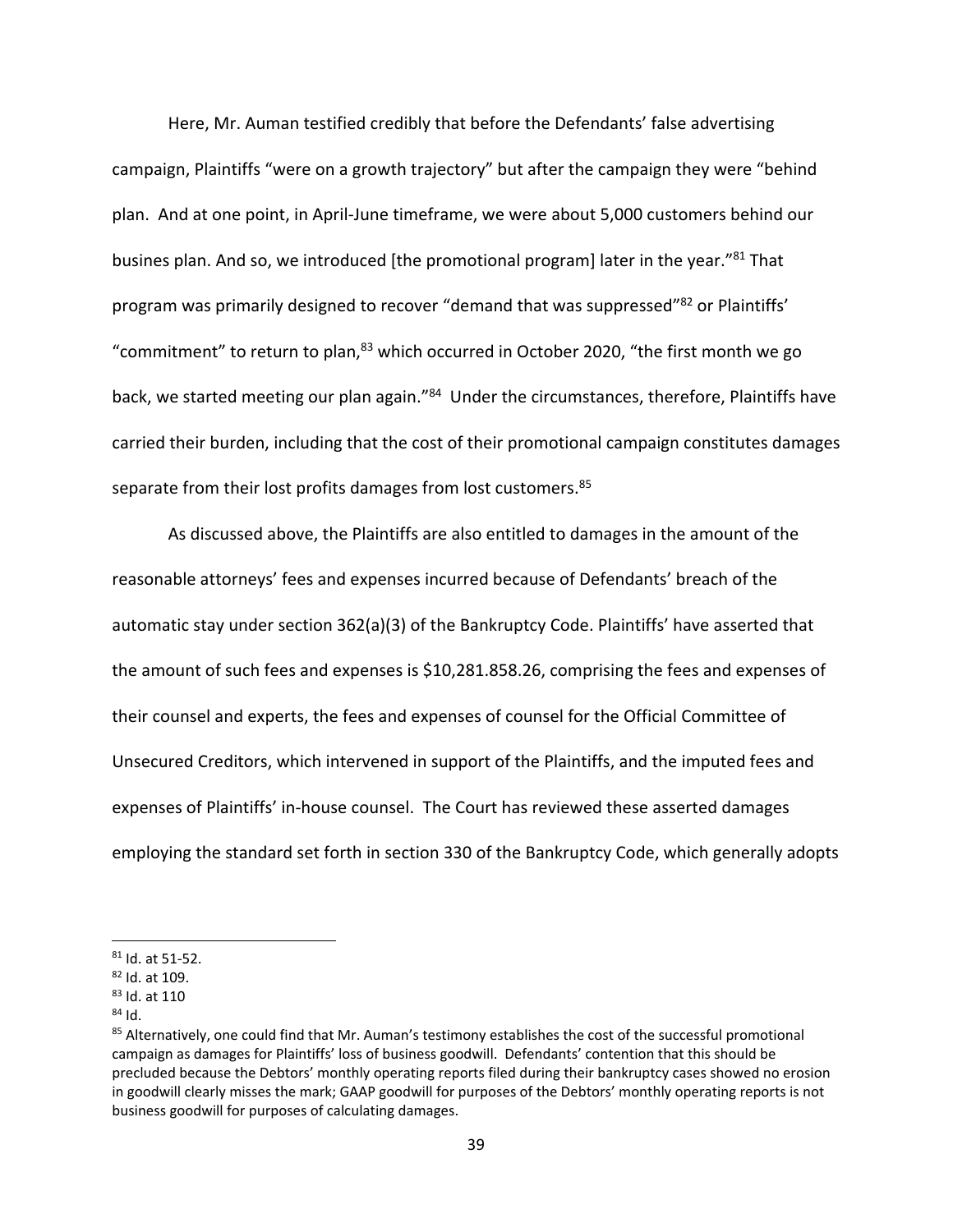Here, Mr. Auman testified credibly that before the Defendants' false advertising campaign, Plaintiffs "were on a growth trajectory" but after the campaign they were "behind plan. And at one point, in April-June timeframe, we were about 5,000 customers behind our busines plan. And so, we introduced [the promotional program] later in the year."[81] That program was primarily designed to recover "demand that was suppressed"[82] or Plaintiffs' "commitment" to return to plan,[83] which occurred in October 2020, "the first month we go back, we started meeting our plan again."[84] Under the circumstances, therefore, Plaintiffs have carried their burden, including that the cost of their promotional campaign constitutes damages separate from their lost profits damages from lost customers.[85]

As discussed above, the Plaintiffs are also entitled to damages in the amount of the reasonable attorneys' fees and expenses incurred because of Defendants' breach of the automatic stay under section 362(a)(3) of the Bankruptcy Code. Plaintiffs' have asserted that the amount of such fees and expenses is $10,281.858.26, comprising the fees and expenses of their counsel and experts, the fees and expenses of counsel for the Official Committee of Unsecured Creditors, which intervened in support of the Plaintiffs, and the imputed fees and expenses of Plaintiffs' in-house counsel. The Court has reviewed these asserted damages employing the standard set forth in section 330 of the Bankruptcy Code, which generally adopts

---

[81] Id. at 51-52.

[82] Id. at 109.

[83] Id. at 110

[84] Id.

[85] Alternatively, one could find that Mr. Auman's testimony establishes the cost of the successful promotional campaign as damages for Plaintiffs' loss of business goodwill. Defendants' contention that this should be precluded because the Debtors' monthly operating reports filed during their bankruptcy cases showed no erosion in goodwill clearly misses the mark; GAAP goodwill for purposes of the Debtors' monthly operating reports is not business goodwill for purposes of calculating damages.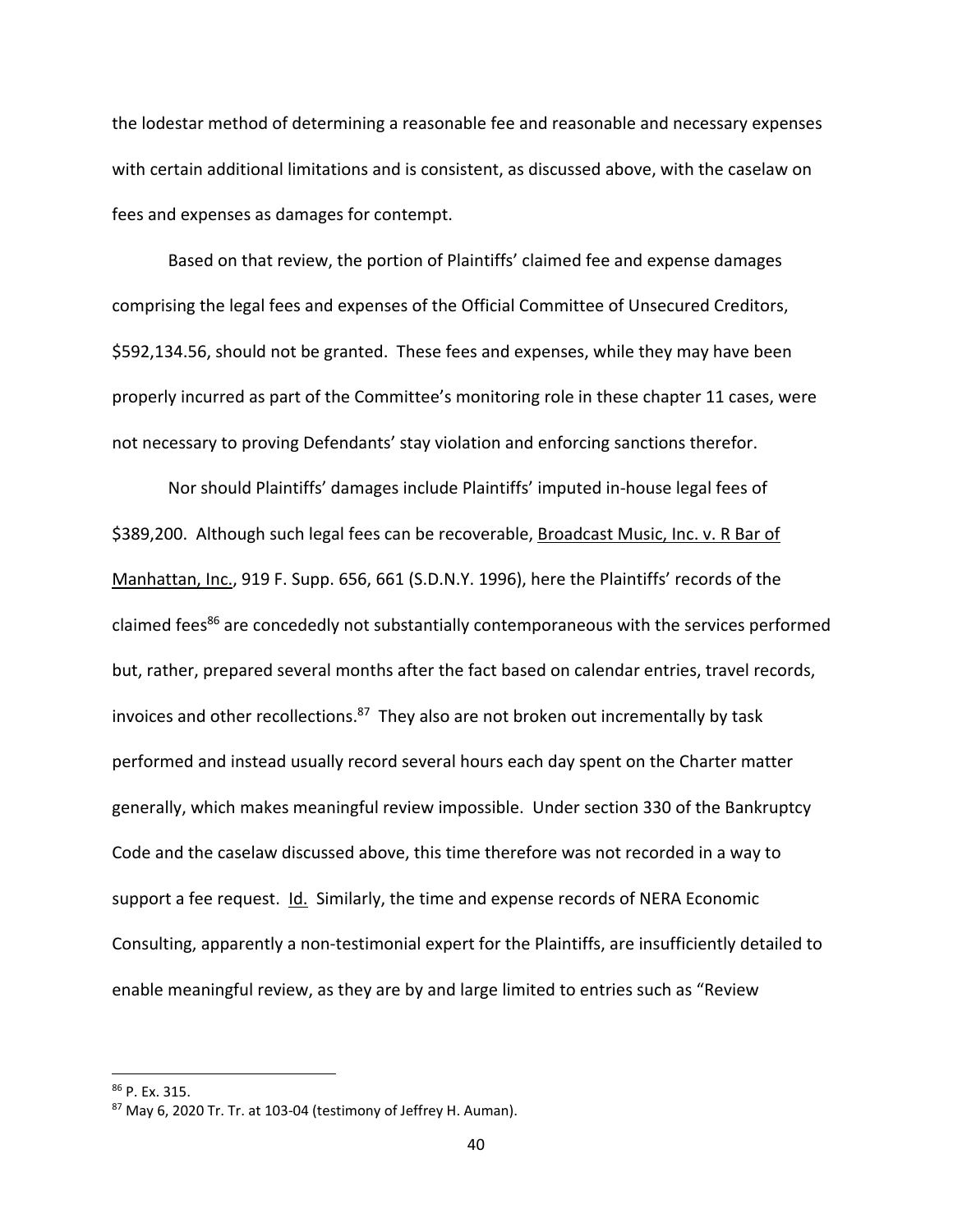the lodestar method of determining a reasonable fee and reasonable and necessary expenses with certain additional limitations and is consistent, as discussed above, with the caselaw on fees and expenses as damages for contempt.

Based on that review, the portion of Plaintiffs' claimed fee and expense damages comprising the legal fees and expenses of the Official Committee of Unsecured Creditors, $592,134.56, should not be granted. These fees and expenses, while they may have been properly incurred as part of the Committee's monitoring role in these chapter 11 cases, were not necessary to proving Defendants' stay violation and enforcing sanctions therefor.

Nor should Plaintiffs' damages include Plaintiffs' imputed in-house legal fees of $389,200. Although such legal fees can be recoverable, Broadcast Music, Inc. v. R Bar of Manhattan, Inc., 919 F. Supp. 656, 661 (S.D.N.Y. 1996), here the Plaintiffs' records of the claimed fees[86] are concededly not substantially contemporaneous with the services performed but, rather, prepared several months after the fact based on calendar entries, travel records, invoices and other recollections.[87] They also are not broken out incrementally by task performed and instead usually record several hours each day spent on the Charter matter generally, which makes meaningful review impossible. Under section 330 of the Bankruptcy Code and the caselaw discussed above, this time therefore was not recorded in a way to support a fee request. Id. Similarly, the time and expense records of NERA Economic Consulting, apparently a non-testimonial expert for the Plaintiffs, are insufficiently detailed to enable meaningful review, as they are by and large limited to entries such as "Review

---

[86] P. Ex. 315.

[87] May 6, 2020 Tr. Tr. at 103-04 (testimony of Jeffrey H. Auman).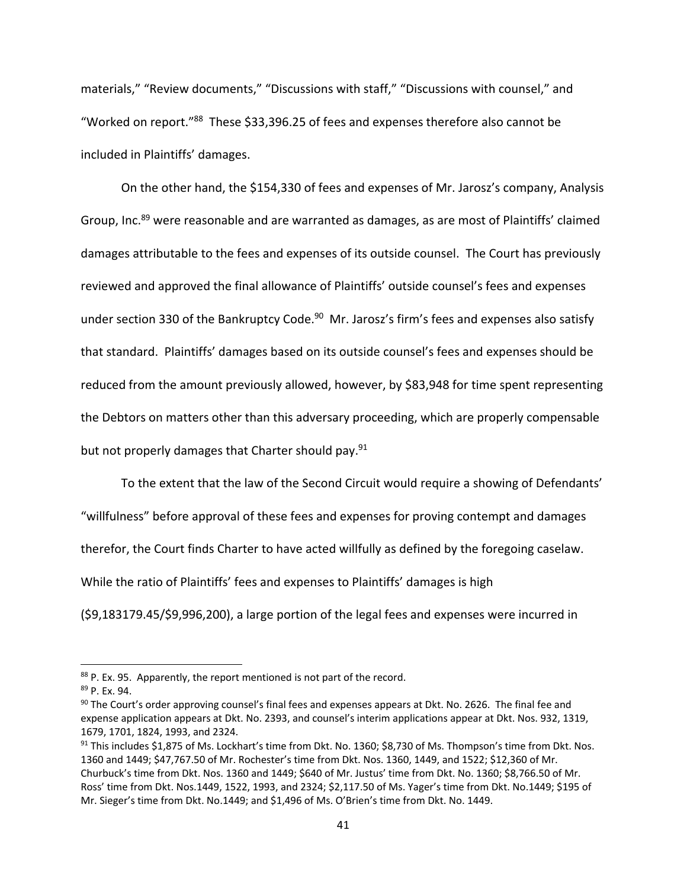materials," "Review documents," "Discussions with staff," "Discussions with counsel," and "Worked on report."[88] These $33,396.25 of fees and expenses therefore also cannot be included in Plaintiffs' damages.

On the other hand, the $154,330 of fees and expenses of Mr. Jarosz's company, Analysis Group, Inc.[89] were reasonable and are warranted as damages, as are most of Plaintiffs' claimed damages attributable to the fees and expenses of its outside counsel. The Court has previously reviewed and approved the final allowance of Plaintiffs' outside counsel's fees and expenses under section 330 of the Bankruptcy Code.[90] Mr. Jarosz's firm's fees and expenses also satisfy that standard. Plaintiffs' damages based on its outside counsel's fees and expenses should be reduced from the amount previously allowed, however, by $83,948 for time spent representing the Debtors on matters other than this adversary proceeding, which are properly compensable but not properly damages that Charter should pay.[91]

To the extent that the law of the Second Circuit would require a showing of Defendants' "willfulness" before approval of these fees and expenses for proving contempt and damages therefor, the Court finds Charter to have acted willfully as defined by the foregoing caselaw. While the ratio of Plaintiffs' fees and expenses to Plaintiffs' damages is high ($9,183179.45/$9,996,200), a large portion of the legal fees and expenses were incurred in

---

[88] P. Ex. 95. Apparently, the report mentioned is not part of the record.

[89] P. Ex. 94.

[90] The Court's order approving counsel's final fees and expenses appears at Dkt. No. 2626. The final fee and expense application appears at Dkt. No. 2393, and counsel's interim applications appear at Dkt. Nos. 932, 1319, 1679, 1701, 1824, 1993, and 2324.

[91] This includes $1,875 of Ms. Lockhart's time from Dkt. No. 1360; $8,730 of Ms. Thompson's time from Dkt. Nos. 1360 and 1449; $47,767.50 of Mr. Rochester's time from Dkt. Nos. 1360, 1449, and 1522; $12,360 of Mr. Churbuck's time from Dkt. Nos. 1360 and 1449; $640 of Mr. Justus' time from Dkt. No. 1360; $8,766.50 of Mr. Ross' time from Dkt. Nos.1449, 1522, 1993, and 2324; $2,117.50 of Ms. Yager's time from Dkt. No.1449; $195 of Mr. Sieger's time from Dkt. No.1449; and $1,496 of Ms. O'Brien's time from Dkt. No. 1449.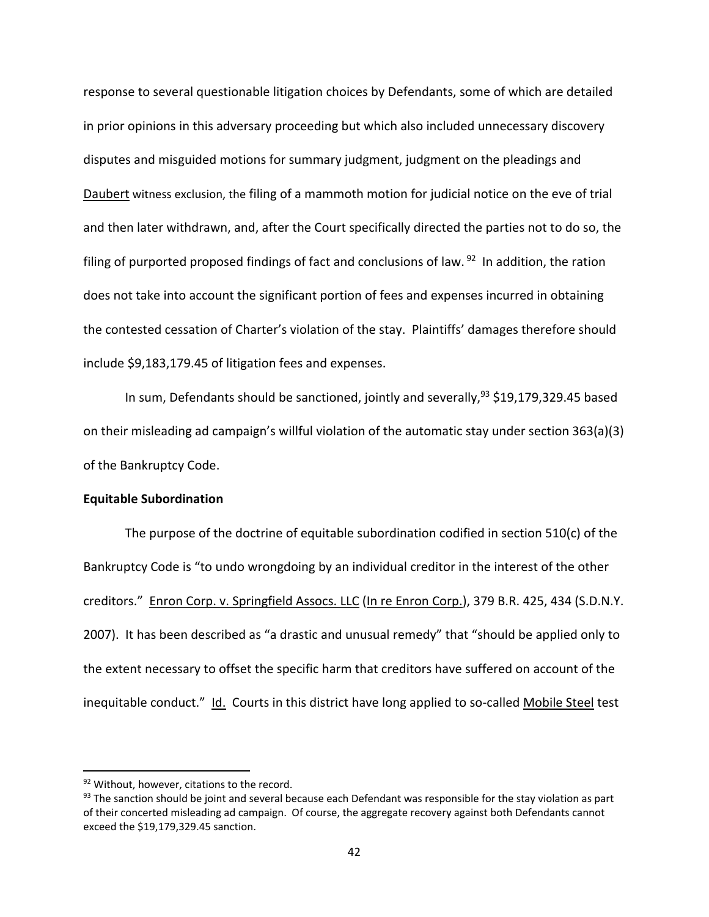response to several questionable litigation choices by Defendants, some of which are detailed in prior opinions in this adversary proceeding but which also included unnecessary discovery disputes and misguided motions for summary judgment, judgment on the pleadings and Daubert witness exclusion, the filing of a mammoth motion for judicial notice on the eve of trial and then later withdrawn, and, after the Court specifically directed the parties not to do so, the filing of purported proposed findings of fact and conclusions of law.[92] In addition, the ration does not take into account the significant portion of fees and expenses incurred in obtaining the contested cessation of Charter's violation of the stay. Plaintiffs' damages therefore should include $9,183,179.45 of litigation fees and expenses.

In sum, Defendants should be sanctioned, jointly and severally,[93] $19,179,329.45 based on their misleading ad campaign's willful violation of the automatic stay under section 363(a)(3) of the Bankruptcy Code.

**Equitable Subordination**

The purpose of the doctrine of equitable subordination codified in section 510(c) of the Bankruptcy Code is "to undo wrongdoing by an individual creditor in the interest of the other creditors." Enron Corp. v. Springfield Assocs. LLC (In re Enron Corp.), 379 B.R. 425, 434 (S.D.N.Y. 2007). It has been described as "a drastic and unusual remedy" that "should be applied only to the extent necessary to offset the specific harm that creditors have suffered on account of the inequitable conduct." Id. Courts in this district have long applied to so-called Mobile Steel test

---

[92] Without, however, citations to the record.

[93] The sanction should be joint and several because each Defendant was responsible for the stay violation as part of their concerted misleading ad campaign. Of course, the aggregate recovery against both Defendants cannot exceed the $19,179,329.45 sanction.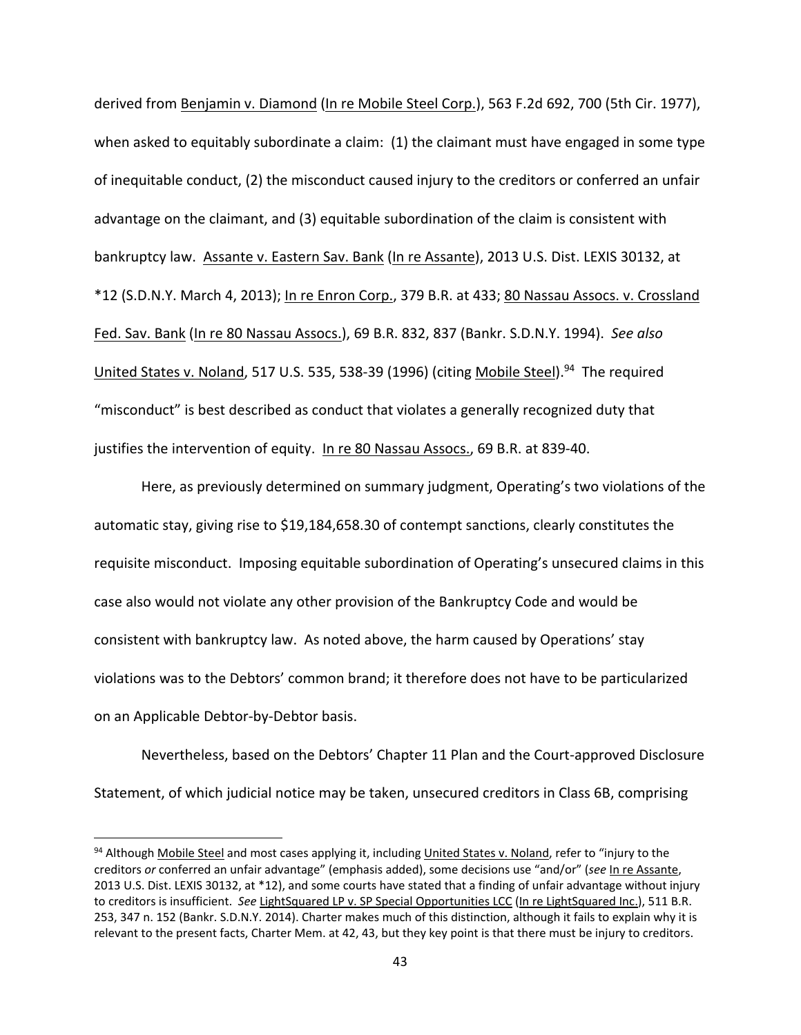derived from Benjamin v. Diamond (In re Mobile Steel Corp.), 563 F.2d 692, 700 (5th Cir. 1977), when asked to equitably subordinate a claim: (1) the claimant must have engaged in some type of inequitable conduct, (2) the misconduct caused injury to the creditors or conferred an unfair advantage on the claimant, and (3) equitable subordination of the claim is consistent with bankruptcy law. Assante v. Eastern Sav. Bank (In re Assante), 2013 U.S. Dist. LEXIS 30132, at *12 (S.D.N.Y. March 4, 2013); In re Enron Corp., 379 B.R. at 433; 80 Nassau Assocs. v. Crossland Fed. Sav. Bank (In re 80 Nassau Assocs.), 69 B.R. 832, 837 (Bankr. S.D.N.Y. 1994). *See also* United States v. Noland, 517 U.S. 535, 538-39 (1996) (citing Mobile Steel).[94] The required "misconduct" is best described as conduct that violates a generally recognized duty that justifies the intervention of equity. In re 80 Nassau Assocs., 69 B.R. at 839-40.

Here, as previously determined on summary judgment, Operating's two violations of the automatic stay, giving rise to $19,184,658.30 of contempt sanctions, clearly constitutes the requisite misconduct. Imposing equitable subordination of Operating's unsecured claims in this case also would not violate any other provision of the Bankruptcy Code and would be consistent with bankruptcy law. As noted above, the harm caused by Operations' stay violations was to the Debtors' common brand; it therefore does not have to be particularized on an Applicable Debtor-by-Debtor basis.

Nevertheless, based on the Debtors' Chapter 11 Plan and the Court-approved Disclosure Statement, of which judicial notice may be taken, unsecured creditors in Class 6B, comprising

---

[94] Although Mobile Steel and most cases applying it, including United States v. Noland, refer to "injury to the creditors *or* conferred an unfair advantage" (emphasis added), some decisions use "and/or" (*see* In re Assante, 2013 U.S. Dist. LEXIS 30132, at *12), and some courts have stated that a finding of unfair advantage without injury to creditors is insufficient. *See* LightSquared LP v. SP Special Opportunities LCC (In re LightSquared Inc.), 511 B.R. 253, 347 n. 152 (Bankr. S.D.N.Y. 2014). Charter makes much of this distinction, although it fails to explain why it is relevant to the present facts, Charter Mem. at 42, 43, but they key point is that there must be injury to creditors.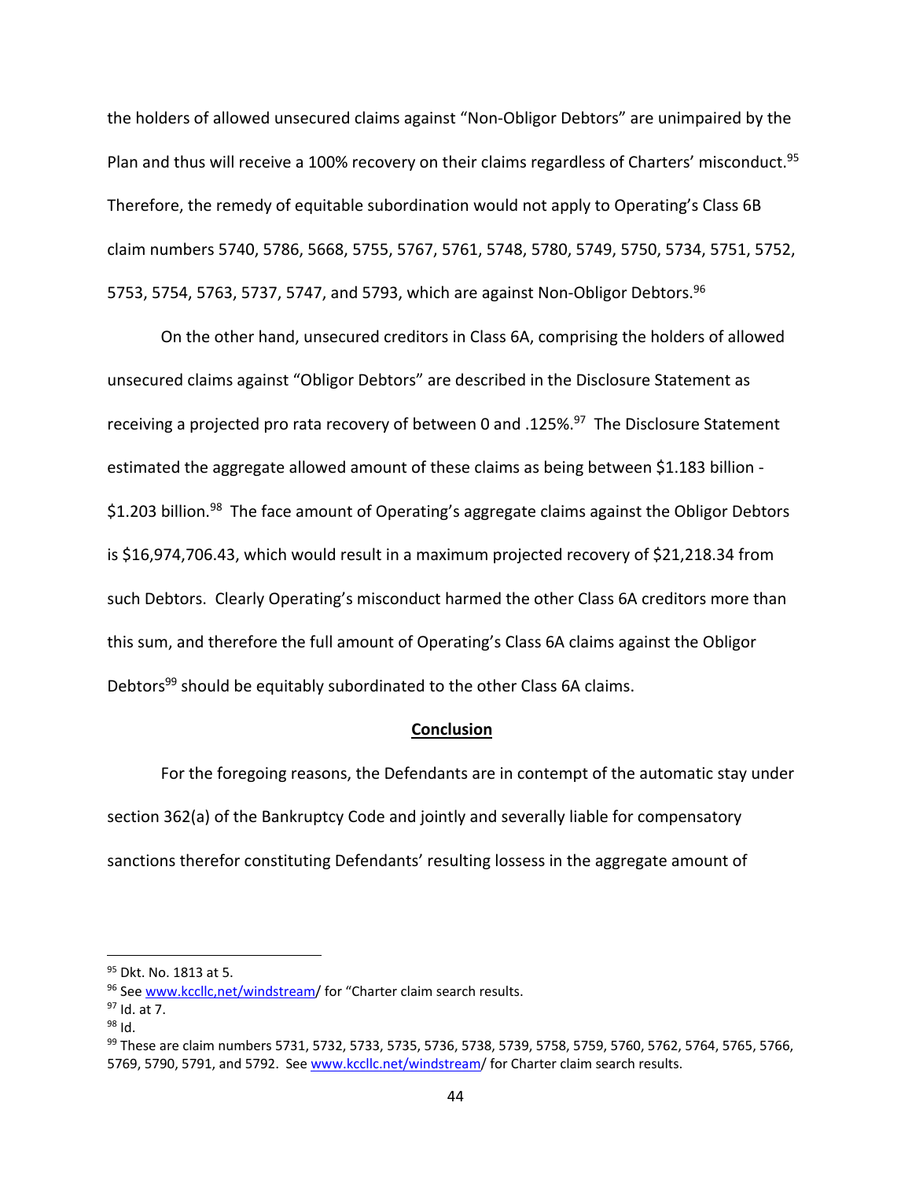the holders of allowed unsecured claims against "Non-Obligor Debtors" are unimpaired by the Plan and thus will receive a 100% recovery on their claims regardless of Charters' misconduct.[95] Therefore, the remedy of equitable subordination would not apply to Operating's Class 6B claim numbers 5740, 5786, 5668, 5755, 5767, 5761, 5748, 5780, 5749, 5750, 5734, 5751, 5752, 5753, 5754, 5763, 5737, 5747, and 5793, which are against Non-Obligor Debtors.[96]

On the other hand, unsecured creditors in Class 6A, comprising the holders of allowed unsecured claims against "Obligor Debtors" are described in the Disclosure Statement as receiving a projected pro rata recovery of between 0 and .125%.[97] The Disclosure Statement estimated the aggregate allowed amount of these claims as being between $1.183 billion - $1.203 billion.[98] The face amount of Operating's aggregate claims against the Obligor Debtors is $16,974,706.43, which would result in a maximum projected recovery of $21,218.34 from such Debtors. Clearly Operating's misconduct harmed the other Class 6A creditors more than this sum, and therefore the full amount of Operating's Class 6A claims against the Obligor Debtors[99] should be equitably subordinated to the other Class 6A claims.

## **Conclusion**

For the foregoing reasons, the Defendants are in contempt of the automatic stay under section 362(a) of the Bankruptcy Code and jointly and severally liable for compensatory sanctions therefor constituting Defendants' resulting lossess in the aggregate amount of

---

[95] Dkt. No. 1813 at 5.

[96] See www.kccllc,net/windstream/ for "Charter claim search results.

[97] Id. at 7.

[98] Id.

[99] These are claim numbers 5731, 5732, 5733, 5735, 5736, 5738, 5739, 5758, 5759, 5760, 5762, 5764, 5765, 5766, 5769, 5790, 5791, and 5792. See www.kccllc.net/windstream/ for Charter claim search results.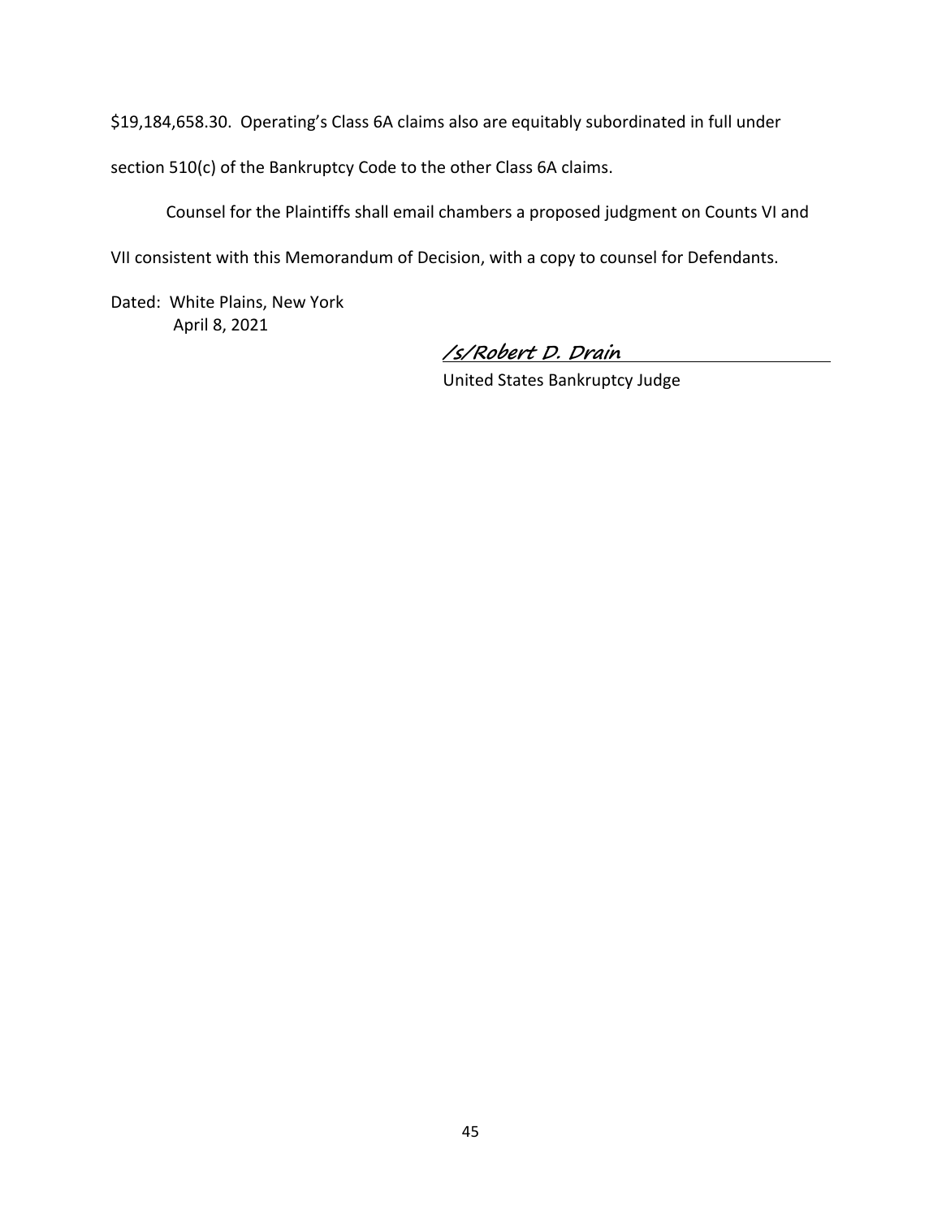$19,184,658.30. Operating's Class 6A claims also are equitably subordinated in full under section 510(c) of the Bankruptcy Code to the other Class 6A claims.

Counsel for the Plaintiffs shall email chambers a proposed judgment on Counts VI and VII consistent with this Memorandum of Decision, with a copy to counsel for Defendants.

Dated: White Plains, New York
April 8, 2021

/s/Robert D. Drain

United States Bankruptcy Judge